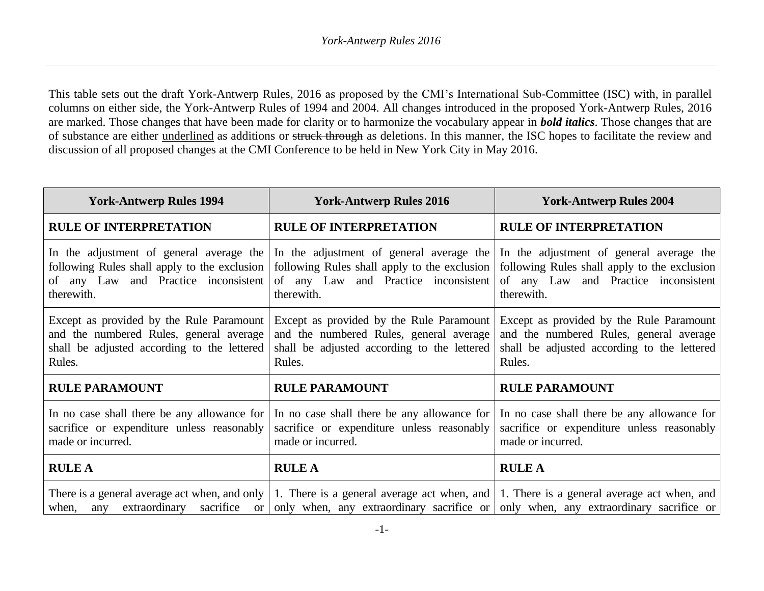This table sets out the draft York-Antwerp Rules, 2016 as proposed by the CMI's International Sub-Committee (ISC) with, in parallel columns on either side, the York-Antwerp Rules of 1994 and 2004. All changes introduced in the proposed York-Antwerp Rules, 2016 are marked. Those changes that have been made for clarity or to harmonize the vocabulary appear in ***bold italics***. Those changes that are of substance are either <u>underlined</u> as additions or ~~struck through~~ as deletions. In this manner, the ISC hopes to facilitate the review and discussion of all proposed changes at the CMI Conference to be held in New York City in May 2016.

| York-Antwerp Rules 1994 | York-Antwerp Rules 2016 | York-Antwerp Rules 2004 |
|---|---|---|
| **RULE OF INTERPRETATION** | **RULE OF INTERPRETATION** | **RULE OF INTERPRETATION** |
| In the adjustment of general average the following Rules shall apply to the exclusion of any Law and Practice inconsistent therewith. | In the adjustment of general average the following Rules shall apply to the exclusion of any Law and Practice inconsistent therewith. | In the adjustment of general average the following Rules shall apply to the exclusion of any Law and Practice inconsistent therewith. |
| Except as provided by the Rule Paramount and the numbered Rules, general average shall be adjusted according to the lettered Rules. | Except as provided by the Rule Paramount and the numbered Rules, general average shall be adjusted according to the lettered Rules. | Except as provided by the Rule Paramount and the numbered Rules, general average shall be adjusted according to the lettered Rules. |
| **RULE PARAMOUNT** | **RULE PARAMOUNT** | **RULE PARAMOUNT** |
| In no case shall there be any allowance for sacrifice or expenditure unless reasonably made or incurred. | In no case shall there be any allowance for sacrifice or expenditure unless reasonably made or incurred. | In no case shall there be any allowance for sacrifice or expenditure unless reasonably made or incurred. |
| **RULE A** | **RULE A** | **RULE A** |
| There is a general average act when, and only when, any extraordinary sacrifice or | 1. There is a general average act when, and only when, any extraordinary sacrifice or | 1. There is a general average act when, and only when, any extraordinary sacrifice or |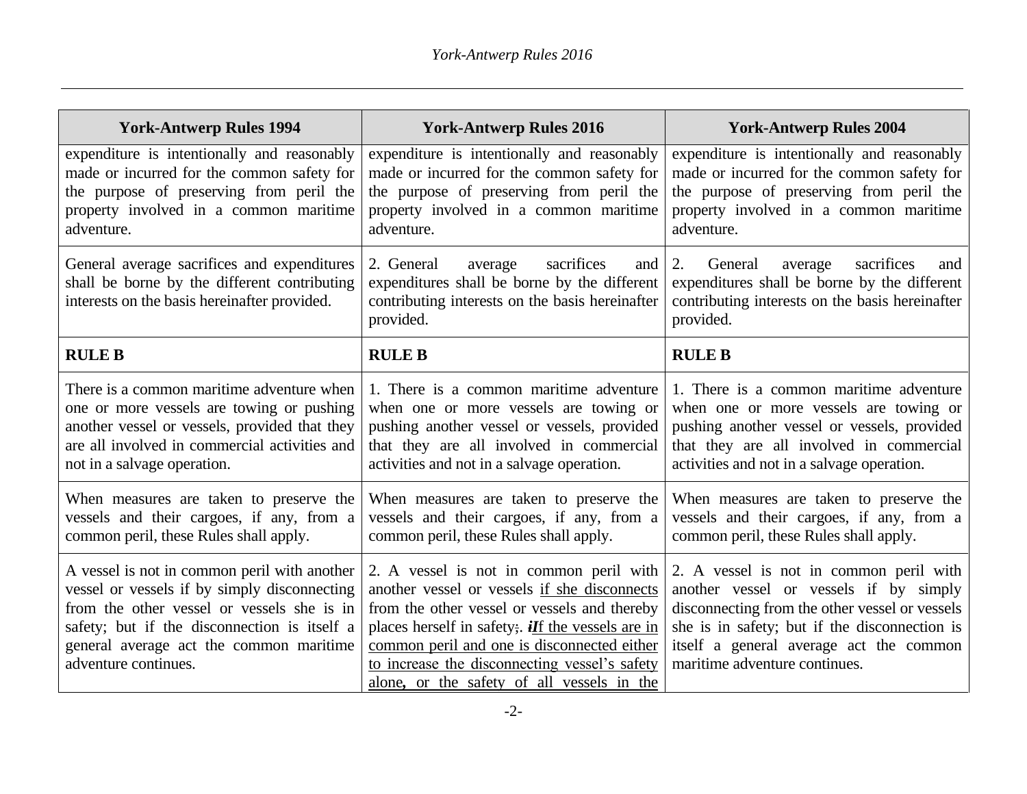| York-Antwerp Rules 1994 | York-Antwerp Rules 2016 | York-Antwerp Rules 2004 |
|---|---|---|
| expenditure is intentionally and reasonably made or incurred for the common safety for the purpose of preserving from peril the property involved in a common maritime adventure. | expenditure is intentionally and reasonably made or incurred for the common safety for the purpose of preserving from peril the property involved in a common maritime adventure. | expenditure is intentionally and reasonably made or incurred for the common safety for the purpose of preserving from peril the property involved in a common maritime adventure. |
| General average sacrifices and expenditures shall be borne by the different contributing interests on the basis hereinafter provided. | 2. General average sacrifices and expenditures shall be borne by the different contributing interests on the basis hereinafter provided. | 2. General average sacrifices and expenditures shall be borne by the different contributing interests on the basis hereinafter provided. |
| **RULE B** | **RULE B** | **RULE B** |
| There is a common maritime adventure when one or more vessels are towing or pushing another vessel or vessels, provided that they are all involved in commercial activities and not in a salvage operation. | 1. There is a common maritime adventure when one or more vessels are towing or pushing another vessel or vessels, provided that they are all involved in commercial activities and not in a salvage operation. | 1. There is a common maritime adventure when one or more vessels are towing or pushing another vessel or vessels, provided that they are all involved in commercial activities and not in a salvage operation. |
| When measures are taken to preserve the vessels and their cargoes, if any, from a common peril, these Rules shall apply. | When measures are taken to preserve the vessels and their cargoes, if any, from a common peril, these Rules shall apply. | When measures are taken to preserve the vessels and their cargoes, if any, from a common peril, these Rules shall apply. |
| A vessel is not in common peril with another vessel or vessels if by simply disconnecting from the other vessel or vessels she is in safety; but if the disconnection is itself a general average act the common maritime adventure continues. | 2. A vessel is not in common peril with another vessel or vessels if she disconnects from the other vessel or vessels and thereby places herself in safety; ***I***f the vessels are in common peril and one is disconnected either to increase the disconnecting vessel's safety alone**,** or the safety of all vessels in the | 2. A vessel is not in common peril with another vessel or vessels if by simply disconnecting from the other vessel or vessels she is in safety; but if the disconnection is itself a general average act the common maritime adventure continues. |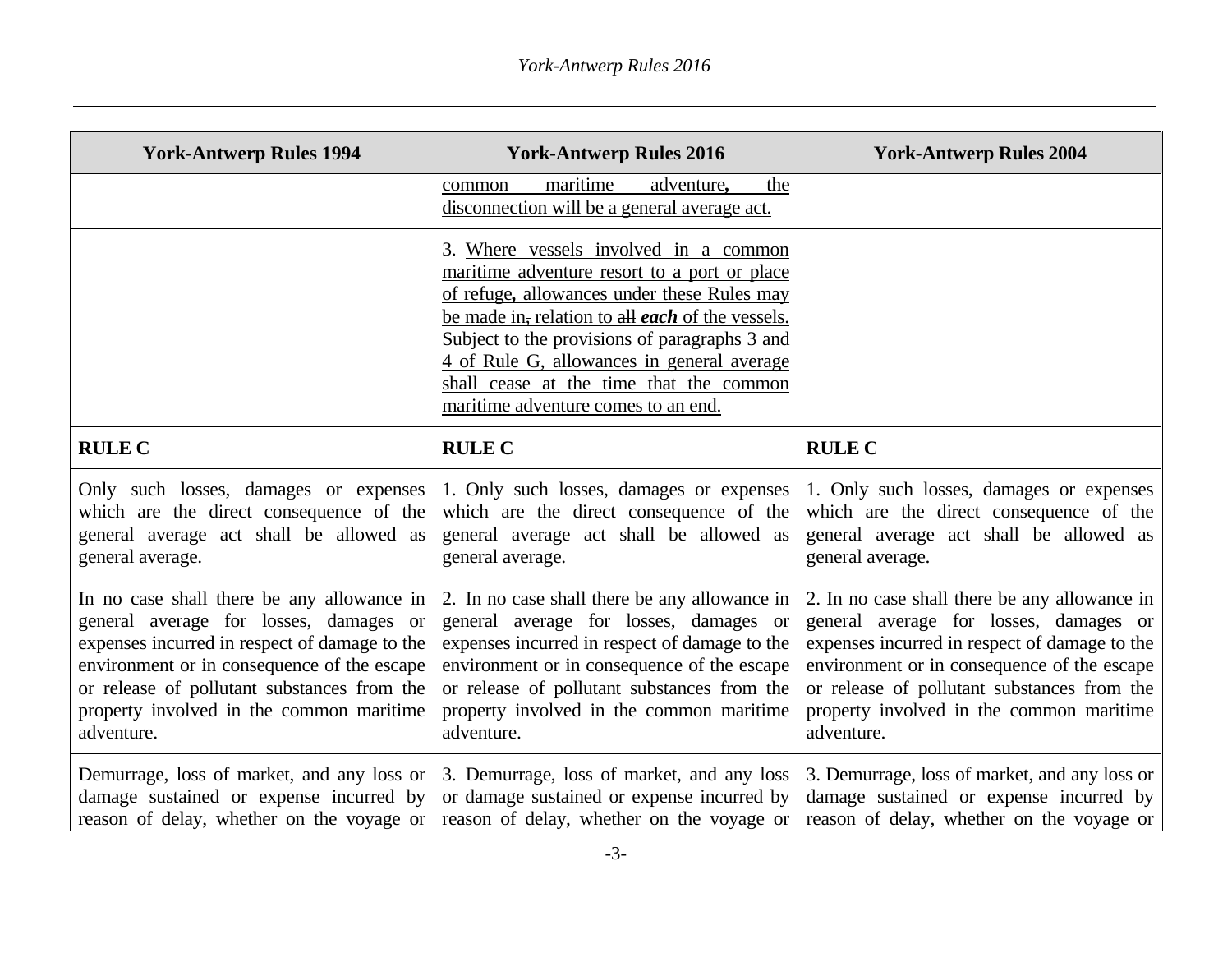| York-Antwerp Rules 1994 | York-Antwerp Rules 2016 | York-Antwerp Rules 2004 |
|---|---|---|
| | common maritime adventure, the disconnection will be a general average act. | |
| | 3. Where vessels involved in a common maritime adventure resort to a port or place of refuge, allowances under these Rules may be made in, relation to ~~all~~ ***each*** of the vessels. Subject to the provisions of paragraphs 3 and 4 of Rule G, allowances in general average shall cease at the time that the common maritime adventure comes to an end. | |
| **RULE C** | **RULE C** | **RULE C** |
| Only such losses, damages or expenses which are the direct consequence of the general average act shall be allowed as general average. | 1. Only such losses, damages or expenses which are the direct consequence of the general average act shall be allowed as general average. | 1. Only such losses, damages or expenses which are the direct consequence of the general average act shall be allowed as general average. |
| In no case shall there be any allowance in general average for losses, damages or expenses incurred in respect of damage to the environment or in consequence of the escape or release of pollutant substances from the property involved in the common maritime adventure. | 2. In no case shall there be any allowance in general average for losses, damages or expenses incurred in respect of damage to the environment or in consequence of the escape or release of pollutant substances from the property involved in the common maritime adventure. | 2. In no case shall there be any allowance in general average for losses, damages or expenses incurred in respect of damage to the environment or in consequence of the escape or release of pollutant substances from the property involved in the common maritime adventure. |
| Demurrage, loss of market, and any loss or damage sustained or expense incurred by reason of delay, whether on the voyage or | 3. Demurrage, loss of market, and any loss or damage sustained or expense incurred by reason of delay, whether on the voyage or | 3. Demurrage, loss of market, and any loss or damage sustained or expense incurred by reason of delay, whether on the voyage or |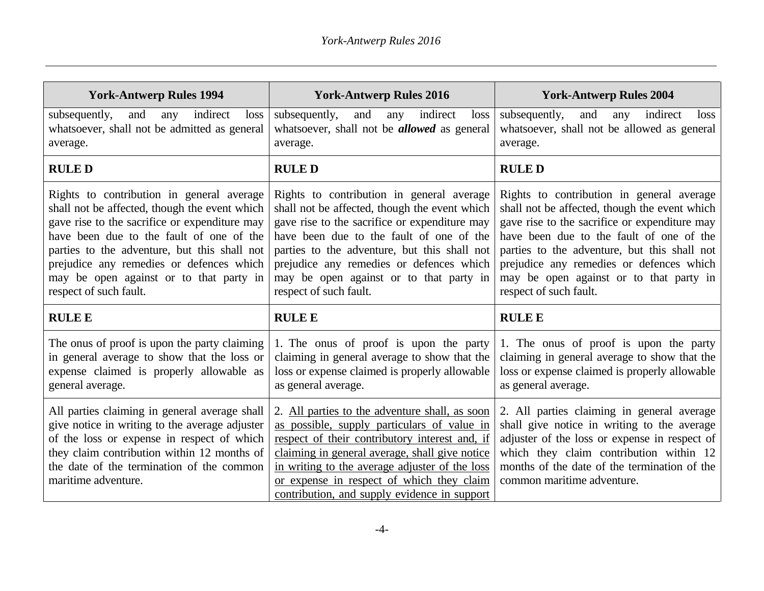| York-Antwerp Rules 1994 | York-Antwerp Rules 2016 | York-Antwerp Rules 2004 |
|---|---|---|
| subsequently, and any indirect loss whatsoever, shall not be admitted as general average. | subsequently, and any indirect loss whatsoever, shall not be ***allowed*** as general average. | subsequently, and any indirect loss whatsoever, shall not be allowed as general average. |
| **RULE D** | **RULE D** | **RULE D** |
| Rights to contribution in general average shall not be affected, though the event which gave rise to the sacrifice or expenditure may have been due to the fault of one of the parties to the adventure, but this shall not prejudice any remedies or defences which may be open against or to that party in respect of such fault. | Rights to contribution in general average shall not be affected, though the event which gave rise to the sacrifice or expenditure may have been due to the fault of one of the parties to the adventure, but this shall not prejudice any remedies or defences which may be open against or to that party in respect of such fault. | Rights to contribution in general average shall not be affected, though the event which gave rise to the sacrifice or expenditure may have been due to the fault of one of the parties to the adventure, but this shall not prejudice any remedies or defences which may be open against or to that party in respect of such fault. |
| **RULE E** | **RULE E** | **RULE E** |
| The onus of proof is upon the party claiming in general average to show that the loss or expense claimed is properly allowable as general average. | 1. The onus of proof is upon the party claiming in general average to show that the loss or expense claimed is properly allowable as general average. | 1. The onus of proof is upon the party claiming in general average to show that the loss or expense claimed is properly allowable as general average. |
| All parties claiming in general average shall give notice in writing to the average adjuster of the loss or expense in respect of which they claim contribution within 12 months of the date of the termination of the common maritime adventure. | 2. <u>All parties to the adventure shall, as soon as possible, supply particulars of value in respect of their contributory interest and, if claiming in general average, shall give notice in writing to the average adjuster of the loss or expense in respect of which they claim contribution, and supply evidence in support</u> | 2. All parties claiming in general average shall give notice in writing to the average adjuster of the loss or expense in respect of which they claim contribution within 12 months of the date of the termination of the common maritime adventure. |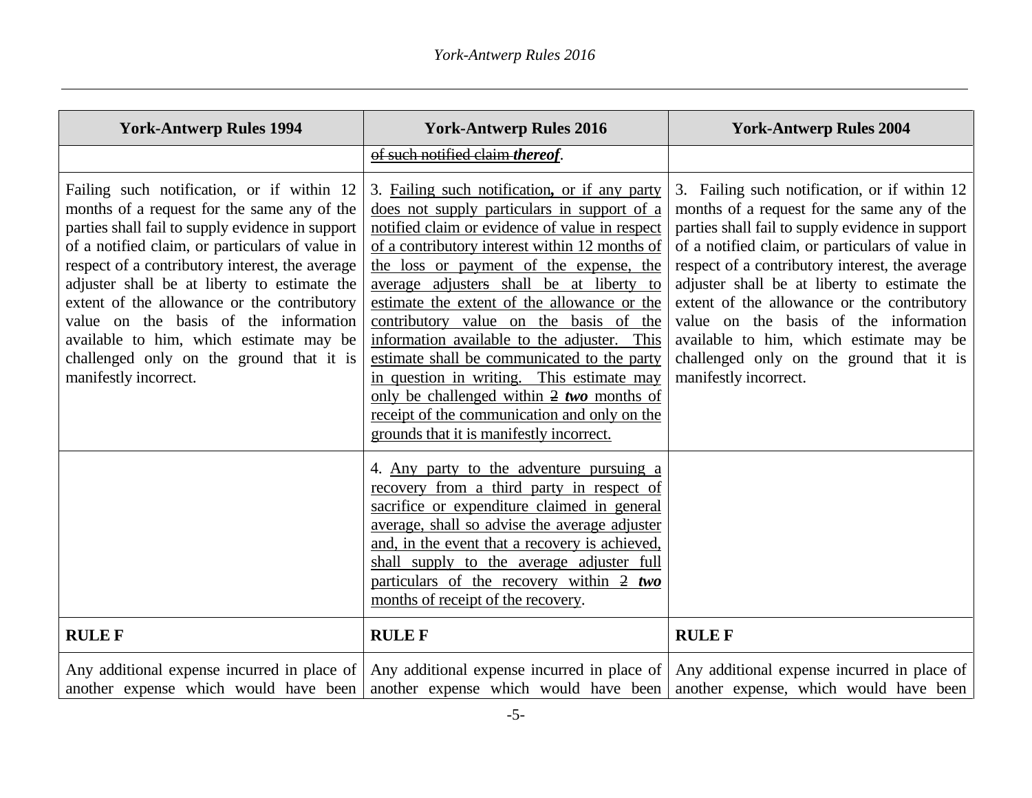| York-Antwerp Rules 1994 | York-Antwerp Rules 2016 | York-Antwerp Rules 2004 |
|---|---|---|
| | ~~of such notified claim~~ ***thereof***. | |
| Failing such notification, or if within 12 months of a request for the same any of the parties shall fail to supply evidence in support of a notified claim, or particulars of value in respect of a contributory interest, the average adjuster shall be at liberty to estimate the extent of the allowance or the contributory value on the basis of the information available to him, which estimate may be challenged only on the ground that it is manifestly incorrect. | 3. <u>Failing such notification**,** or if any party does not supply particulars in support of a notified claim or evidence of value in respect of a contributory interest within 12 months of the loss or payment of the expense, the average adjuster~~s~~ shall be at liberty to estimate the extent of the allowance or the contributory value on the basis of the information available to the adjuster. This estimate shall be communicated to the party in question in writing. This estimate may only be challenged within ~~2~~ ***two*** months of receipt of the communication and only on the grounds that it is manifestly incorrect.</u> | 3. Failing such notification, or if within 12 months of a request for the same any of the parties shall fail to supply evidence in support of a notified claim, or particulars of value in respect of a contributory interest, the average adjuster shall be at liberty to estimate the extent of the allowance or the contributory value on the basis of the information available to him, which estimate may be challenged only on the ground that it is manifestly incorrect. |
| | 4. <u>Any party to the adventure pursuing a recovery from a third party in respect of sacrifice or expenditure claimed in general average, shall so advise the average adjuster and, in the event that a recovery is achieved, shall supply to the average adjuster full particulars of the recovery within ~~2~~ ***two*** months of receipt of the recovery</u>. | |
| **RULE F** | **RULE F** | **RULE F** |
| Any additional expense incurred in place of another expense which would have been | Any additional expense incurred in place of another expense which would have been | Any additional expense incurred in place of another expense, which would have been |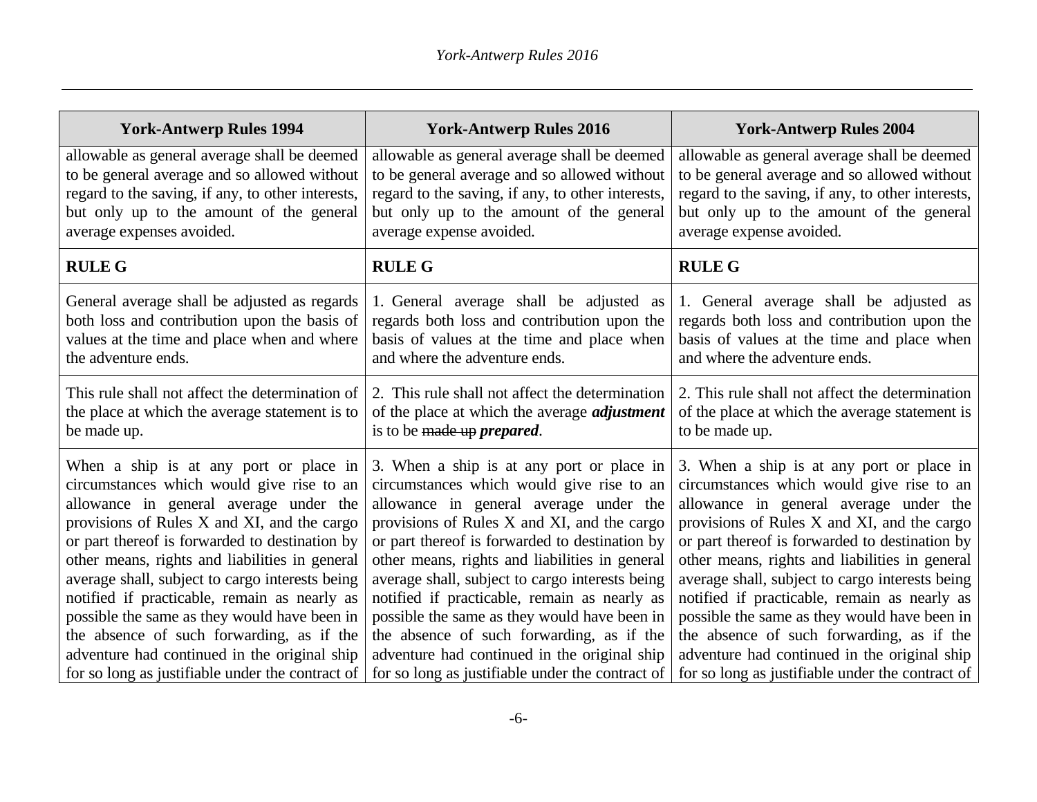| York-Antwerp Rules 1994 | York-Antwerp Rules 2016 | York-Antwerp Rules 2004 |
|---|---|---|
| allowable as general average shall be deemed to be general average and so allowed without regard to the saving, if any, to other interests, but only up to the amount of the general average expenses avoided. | allowable as general average shall be deemed to be general average and so allowed without regard to the saving, if any, to other interests, but only up to the amount of the general average expense avoided. | allowable as general average shall be deemed to be general average and so allowed without regard to the saving, if any, to other interests, but only up to the amount of the general average expense avoided. |
| **RULE G** | **RULE G** | **RULE G** |
| General average shall be adjusted as regards both loss and contribution upon the basis of values at the time and place when and where the adventure ends. | 1. General average shall be adjusted as regards both loss and contribution upon the basis of values at the time and place when and where the adventure ends. | 1. General average shall be adjusted as regards both loss and contribution upon the basis of values at the time and place when and where the adventure ends. |
| This rule shall not affect the determination of the place at which the average statement is to be made up. | 2. This rule shall not affect the determination of the place at which the average ***adjustment*** is to be ~~made up~~ ***prepared***. | 2. This rule shall not affect the determination of the place at which the average statement is to be made up. |
| When a ship is at any port or place in circumstances which would give rise to an allowance in general average under the provisions of Rules X and XI, and the cargo or part thereof is forwarded to destination by other means, rights and liabilities in general average shall, subject to cargo interests being notified if practicable, remain as nearly as possible the same as they would have been in the absence of such forwarding, as if the adventure had continued in the original ship for so long as justifiable under the contract of | 3. When a ship is at any port or place in circumstances which would give rise to an allowance in general average under the provisions of Rules X and XI, and the cargo or part thereof is forwarded to destination by other means, rights and liabilities in general average shall, subject to cargo interests being notified if practicable, remain as nearly as possible the same as they would have been in the absence of such forwarding, as if the adventure had continued in the original ship for so long as justifiable under the contract of | 3. When a ship is at any port or place in circumstances which would give rise to an allowance in general average under the provisions of Rules X and XI, and the cargo or part thereof is forwarded to destination by other means, rights and liabilities in general average shall, subject to cargo interests being notified if practicable, remain as nearly as possible the same as they would have been in the absence of such forwarding, as if the adventure had continued in the original ship for so long as justifiable under the contract of |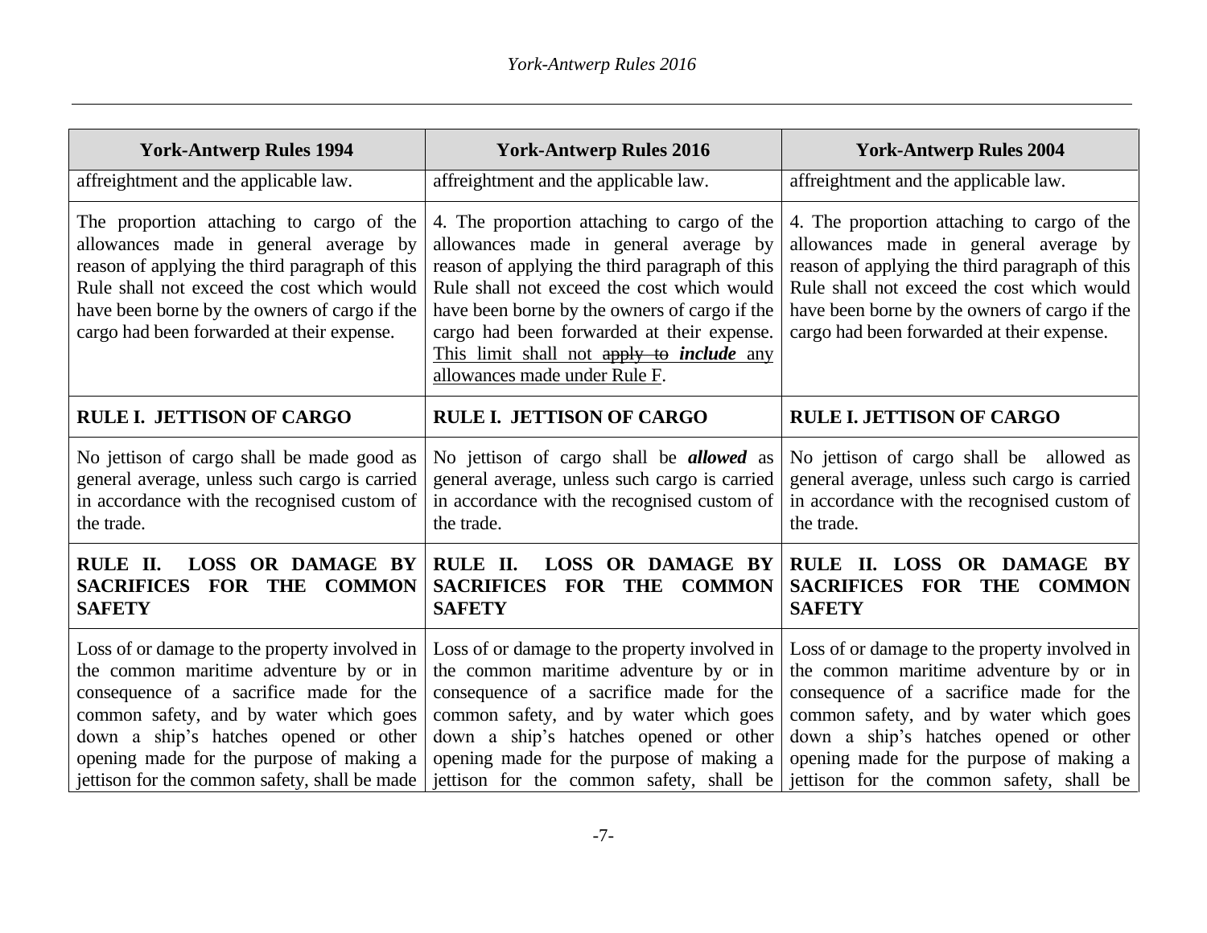| York-Antwerp Rules 1994 | York-Antwerp Rules 2016 | York-Antwerp Rules 2004 |
|---|---|---|
| affreightment and the applicable law. | affreightment and the applicable law. | affreightment and the applicable law. |
| The proportion attaching to cargo of the allowances made in general average by reason of applying the third paragraph of this Rule shall not exceed the cost which would have been borne by the owners of cargo if the cargo had been forwarded at their expense. | 4. The proportion attaching to cargo of the allowances made in general average by reason of applying the third paragraph of this Rule shall not exceed the cost which would have been borne by the owners of cargo if the cargo had been forwarded at their expense. <u>This limit shall not</u> ~~apply to~~ <u>***include*** any allowances made under Rule F</u>. | 4. The proportion attaching to cargo of the allowances made in general average by reason of applying the third paragraph of this Rule shall not exceed the cost which would have been borne by the owners of cargo if the cargo had been forwarded at their expense. |
| **RULE I. JETTISON OF CARGO** | **RULE I. JETTISON OF CARGO** | **RULE I. JETTISON OF CARGO** |
| No jettison of cargo shall be made good as general average, unless such cargo is carried in accordance with the recognised custom of the trade. | No jettison of cargo shall be ***allowed*** as general average, unless such cargo is carried in accordance with the recognised custom of the trade. | No jettison of cargo shall be allowed as general average, unless such cargo is carried in accordance with the recognised custom of the trade. |
| **RULE II. LOSS OR DAMAGE BY SACRIFICES FOR THE COMMON SAFETY** | **RULE II. LOSS OR DAMAGE BY SACRIFICES FOR THE COMMON SAFETY** | **RULE II. LOSS OR DAMAGE BY SACRIFICES FOR THE COMMON SAFETY** |
| Loss of or damage to the property involved in the common maritime adventure by or in consequence of a sacrifice made for the common safety, and by water which goes down a ship's hatches opened or other opening made for the purpose of making a jettison for the common safety, shall be made | Loss of or damage to the property involved in the common maritime adventure by or in consequence of a sacrifice made for the common safety, and by water which goes down a ship's hatches opened or other opening made for the purpose of making a jettison for the common safety, shall be | Loss of or damage to the property involved in the common maritime adventure by or in consequence of a sacrifice made for the common safety, and by water which goes down a ship's hatches opened or other opening made for the purpose of making a jettison for the common safety, shall be |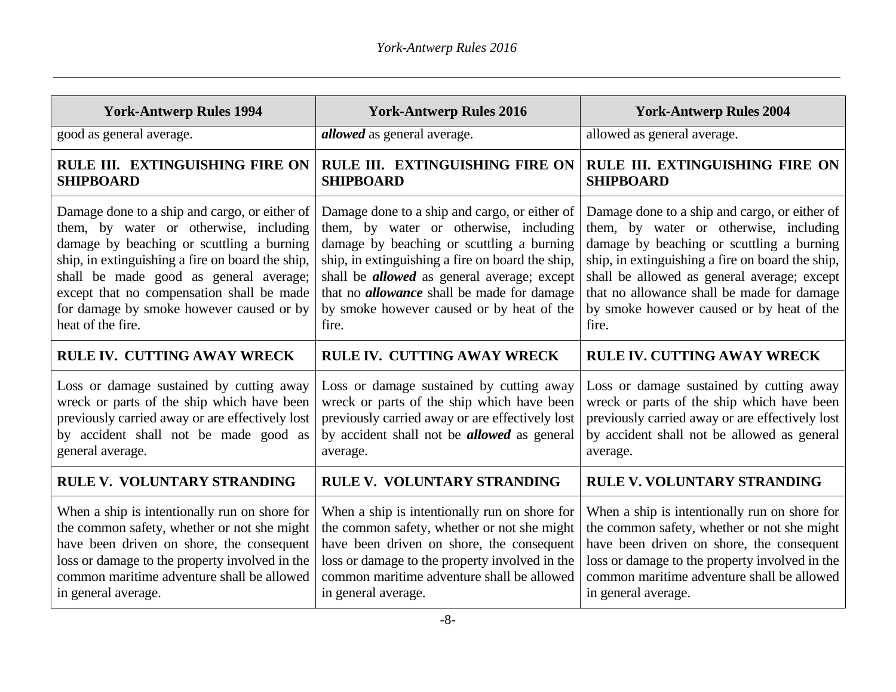| York-Antwerp Rules 1994 | York-Antwerp Rules 2016 | York-Antwerp Rules 2004 |
|---|---|---|
| good as general average. | ***allowed*** as general average. | allowed as general average. |
| **RULE III. EXTINGUISHING FIRE ON SHIPBOARD** | **RULE III. EXTINGUISHING FIRE ON SHIPBOARD** | **RULE III. EXTINGUISHING FIRE ON SHIPBOARD** |
| Damage done to a ship and cargo, or either of them, by water or otherwise, including damage by beaching or scuttling a burning ship, in extinguishing a fire on board the ship, shall be made good as general average; except that no compensation shall be made for damage by smoke however caused or by heat of the fire. | Damage done to a ship and cargo, or either of them, by water or otherwise, including damage by beaching or scuttling a burning ship, in extinguishing a fire on board the ship, shall be ***allowed*** as general average; except that no ***allowance*** shall be made for damage by smoke however caused or by heat of the fire. | Damage done to a ship and cargo, or either of them, by water or otherwise, including damage by beaching or scuttling a burning ship, in extinguishing a fire on board the ship, shall be allowed as general average; except that no allowance shall be made for damage by smoke however caused or by heat of the fire. |
| **RULE IV. CUTTING AWAY WRECK** | **RULE IV. CUTTING AWAY WRECK** | **RULE IV. CUTTING AWAY WRECK** |
| Loss or damage sustained by cutting away wreck or parts of the ship which have been previously carried away or are effectively lost by accident shall not be made good as general average. | Loss or damage sustained by cutting away wreck or parts of the ship which have been previously carried away or are effectively lost by accident shall not be ***allowed*** as general average. | Loss or damage sustained by cutting away wreck or parts of the ship which have been previously carried away or are effectively lost by accident shall not be allowed as general average. |
| **RULE V. VOLUNTARY STRANDING** | **RULE V. VOLUNTARY STRANDING** | **RULE V. VOLUNTARY STRANDING** |
| When a ship is intentionally run on shore for the common safety, whether or not she might have been driven on shore, the consequent loss or damage to the property involved in the common maritime adventure shall be allowed in general average. | When a ship is intentionally run on shore for the common safety, whether or not she might have been driven on shore, the consequent loss or damage to the property involved in the common maritime adventure shall be allowed in general average. | When a ship is intentionally run on shore for the common safety, whether or not she might have been driven on shore, the consequent loss or damage to the property involved in the common maritime adventure shall be allowed in general average. |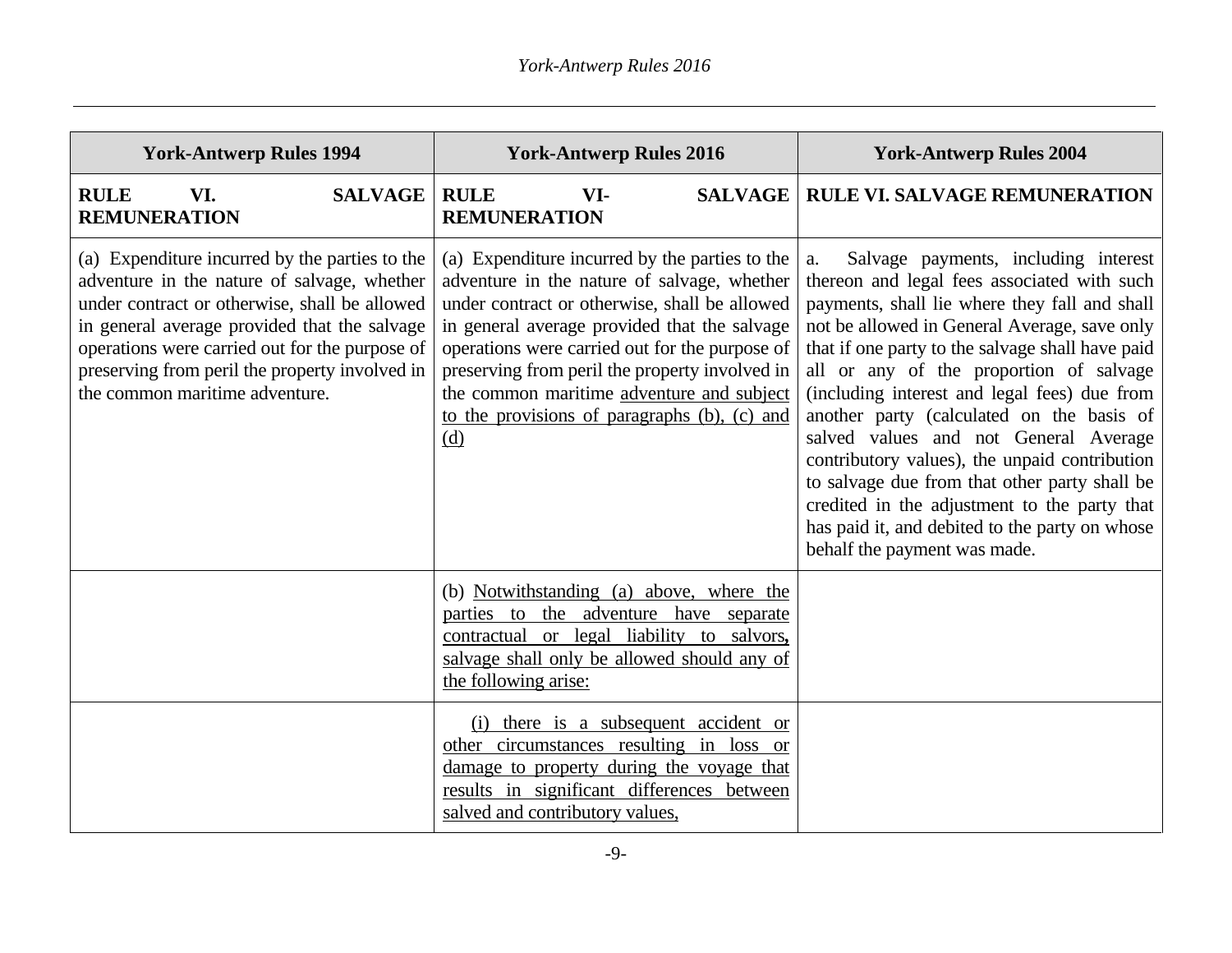| York-Antwerp Rules 1994 | York-Antwerp Rules 2016 | York-Antwerp Rules 2004 |
|---|---|---|
| **RULE VI. SALVAGE REMUNERATION** | **RULE VI- SALVAGE REMUNERATION** | **RULE VI. SALVAGE REMUNERATION** |
| (a) Expenditure incurred by the parties to the adventure in the nature of salvage, whether under contract or otherwise, shall be allowed in general average provided that the salvage operations were carried out for the purpose of preserving from peril the property involved in the common maritime adventure. | (a) Expenditure incurred by the parties to the adventure in the nature of salvage, whether under contract or otherwise, shall be allowed in general average provided that the salvage operations were carried out for the purpose of preserving from peril the property involved in the common maritime adventure and subject to the provisions of paragraphs (b), (c) and (d) | a. Salvage payments, including interest thereon and legal fees associated with such payments, shall lie where they fall and shall not be allowed in General Average, save only that if one party to the salvage shall have paid all or any of the proportion of salvage (including interest and legal fees) due from another party (calculated on the basis of salved values and not General Average contributory values), the unpaid contribution to salvage due from that other party shall be credited in the adjustment to the party that has paid it, and debited to the party on whose behalf the payment was made. |
| | (b) Notwithstanding (a) above, where the parties to the adventure have separate contractual or legal liability to salvors, salvage shall only be allowed should any of the following arise: | |
| | (i) there is a subsequent accident or other circumstances resulting in loss or damage to property during the voyage that results in significant differences between salved and contributory values, | |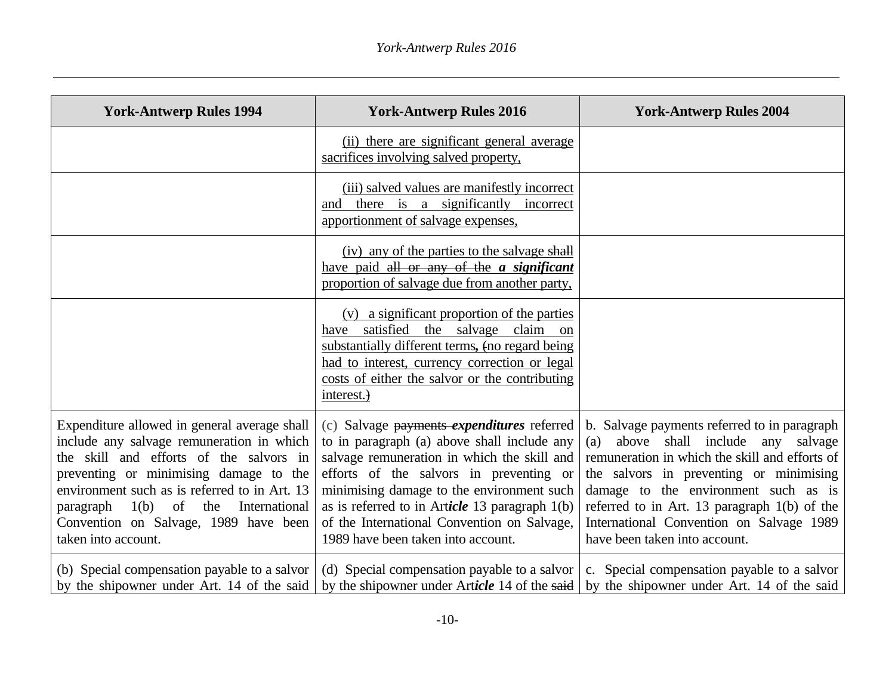| York-Antwerp Rules 1994 | York-Antwerp Rules 2016 | York-Antwerp Rules 2004 |
|---|---|---|
| | <u>(ii) there are significant general average sacrifices involving salved property,</u> | |
| | <u>(iii) salved values are manifestly incorrect and there is a significantly incorrect apportionment of salvage expenses,</u> | |
| | <u>(iv) any of the parties to the salvage</u> ~~shall~~ <u>have paid</u> ~~all or any of the~~ ***a significant*** <u>proportion of salvage due from another party,</u> | |
| | <u>(v) a significant proportion of the parties have satisfied the salvage claim on substantially different terms</u>**,** ~~(~~<u>no regard being had to interest, currency correction or legal costs of either the salvor or the contributing interest.</u>~~)~~ | |
| Expenditure allowed in general average shall include any salvage remuneration in which the skill and efforts of the salvors in preventing or minimising damage to the environment such as is referred to in Art. 13 paragraph 1(b) of the International Convention on Salvage, 1989 have been taken into account. | (c) Salvage ~~payments~~ ***expenditures*** referred to in paragraph (a) above shall include any salvage remuneration in which the skill and efforts of the salvors in preventing or minimising damage to the environment such as is referred to in Art***icle*** 13 paragraph 1(b) of the International Convention on Salvage, 1989 have been taken into account. | b. Salvage payments referred to in paragraph (a) above shall include any salvage remuneration in which the skill and efforts of the salvors in preventing or minimising damage to the environment such as is referred to in Art. 13 paragraph 1(b) of the International Convention on Salvage 1989 have been taken into account. |
| (b) Special compensation payable to a salvor by the shipowner under Art. 14 of the said | (d) Special compensation payable to a salvor by the shipowner under Art***icle*** 14 of the ~~said~~ | c. Special compensation payable to a salvor by the shipowner under Art. 14 of the said |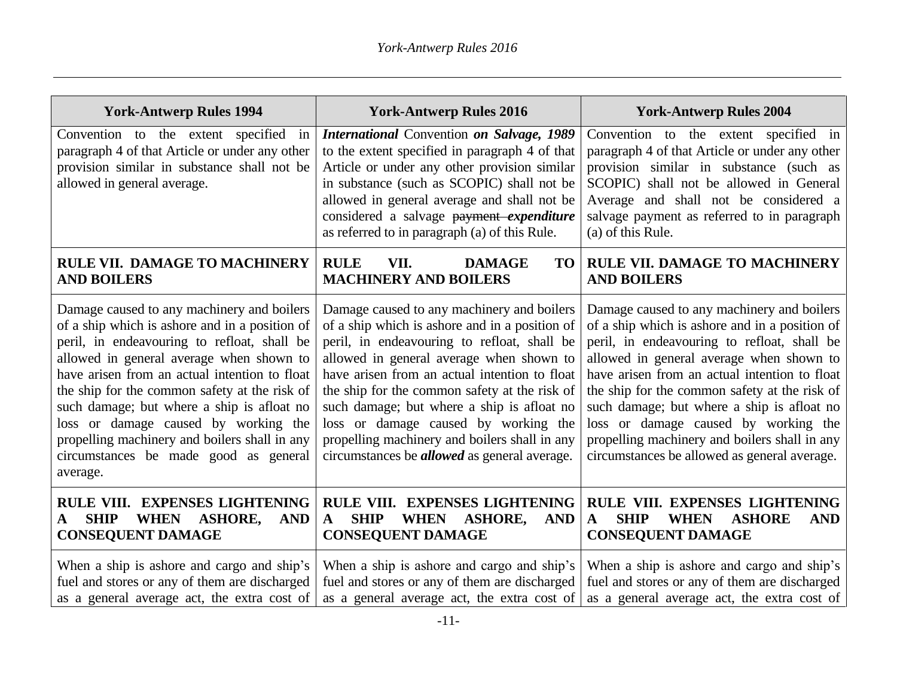| York-Antwerp Rules 1994 | York-Antwerp Rules 2016 | York-Antwerp Rules 2004 |
|---|---|---|
| Convention to the extent specified in paragraph 4 of that Article or under any other provision similar in substance shall not be allowed in general average. | ***International*** Convention ***on Salvage, 1989*** to the extent specified in paragraph 4 of that Article or under any other provision similar in substance (such as SCOPIC) shall not be allowed in general average and shall not be considered a salvage ~~payment~~ ***expenditure*** as referred to in paragraph (a) of this Rule. | Convention to the extent specified in paragraph 4 of that Article or under any other provision similar in substance (such as SCOPIC) shall not be allowed in General Average and shall not be considered a salvage payment as referred to in paragraph (a) of this Rule. |
| **RULE VII. DAMAGE TO MACHINERY AND BOILERS** | **RULE VII. DAMAGE TO MACHINERY AND BOILERS** | **RULE VII. DAMAGE TO MACHINERY AND BOILERS** |
| Damage caused to any machinery and boilers of a ship which is ashore and in a position of peril, in endeavouring to refloat, shall be allowed in general average when shown to have arisen from an actual intention to float the ship for the common safety at the risk of such damage; but where a ship is afloat no loss or damage caused by working the propelling machinery and boilers shall in any circumstances be made good as general average. | Damage caused to any machinery and boilers of a ship which is ashore and in a position of peril, in endeavouring to refloat, shall be allowed in general average when shown to have arisen from an actual intention to float the ship for the common safety at the risk of such damage; but where a ship is afloat no loss or damage caused by working the propelling machinery and boilers shall in any circumstances be ***allowed*** as general average. | Damage caused to any machinery and boilers of a ship which is ashore and in a position of peril, in endeavouring to refloat, shall be allowed in general average when shown to have arisen from an actual intention to float the ship for the common safety at the risk of such damage; but where a ship is afloat no loss or damage caused by working the propelling machinery and boilers shall in any circumstances be allowed as general average. |
| **RULE VIII. EXPENSES LIGHTENING A SHIP WHEN ASHORE, AND CONSEQUENT DAMAGE** | **RULE VIII. EXPENSES LIGHTENING A SHIP WHEN ASHORE, AND CONSEQUENT DAMAGE** | **RULE VIII. EXPENSES LIGHTENING A SHIP WHEN ASHORE AND CONSEQUENT DAMAGE** |
| When a ship is ashore and cargo and ship's fuel and stores or any of them are discharged as a general average act, the extra cost of | When a ship is ashore and cargo and ship's fuel and stores or any of them are discharged as a general average act, the extra cost of | When a ship is ashore and cargo and ship's fuel and stores or any of them are discharged as a general average act, the extra cost of |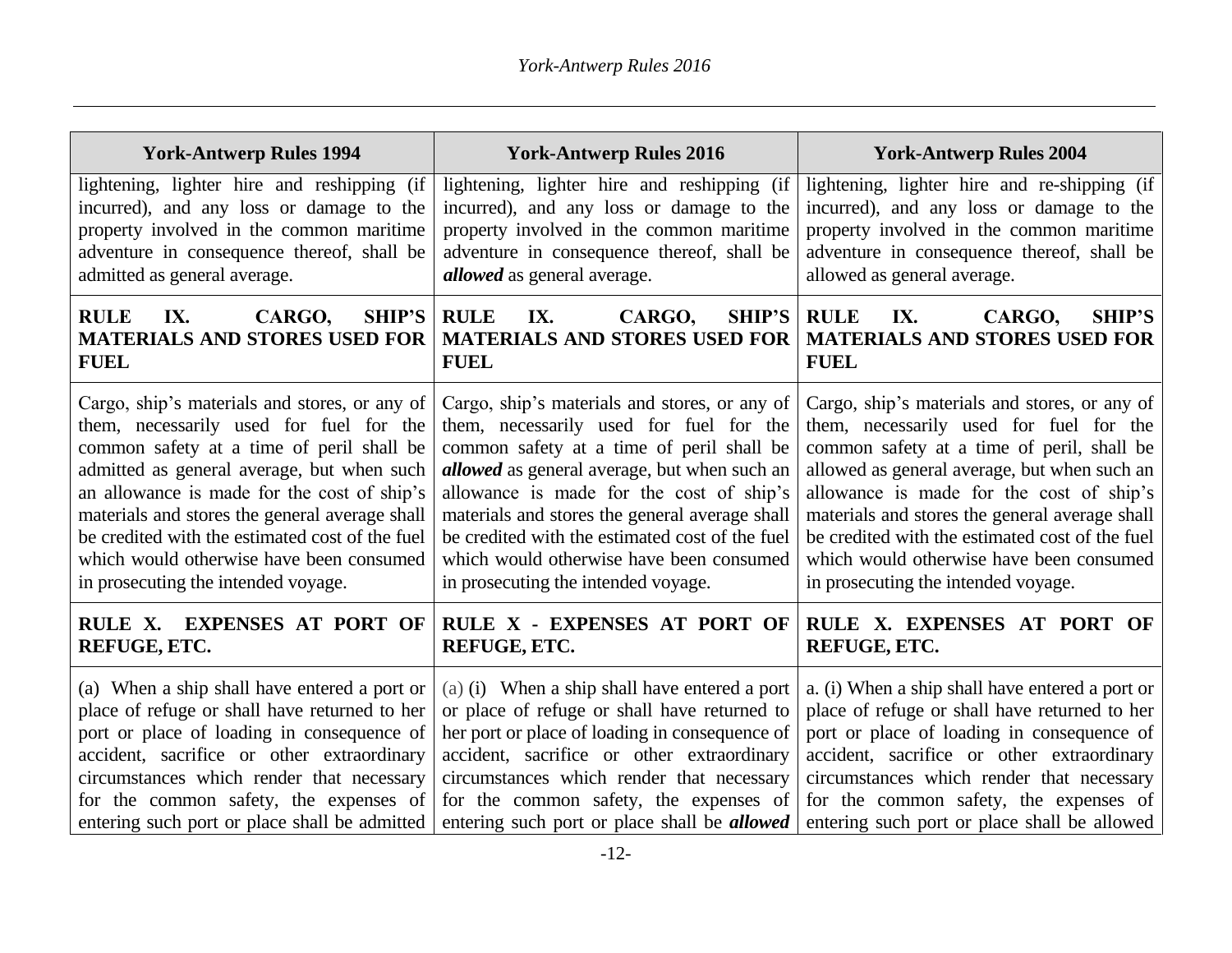| York-Antwerp Rules 1994 | York-Antwerp Rules 2016 | York-Antwerp Rules 2004 |
|---|---|---|
| lightening, lighter hire and reshipping (if incurred), and any loss or damage to the property involved in the common maritime adventure in consequence thereof, shall be admitted as general average. | lightening, lighter hire and reshipping (if incurred), and any loss or damage to the property involved in the common maritime adventure in consequence thereof, shall be ***allowed*** as general average. | lightening, lighter hire and re-shipping (if incurred), and any loss or damage to the property involved in the common maritime adventure in consequence thereof, shall be allowed as general average. |
| **RULE IX. CARGO, SHIP'S MATERIALS AND STORES USED FOR FUEL** | **RULE IX. CARGO, SHIP'S MATERIALS AND STORES USED FOR FUEL** | **RULE IX. CARGO, SHIP'S MATERIALS AND STORES USED FOR FUEL** |
| Cargo, ship's materials and stores, or any of them, necessarily used for fuel for the common safety at a time of peril shall be admitted as general average, but when such an allowance is made for the cost of ship's materials and stores the general average shall be credited with the estimated cost of the fuel which would otherwise have been consumed in prosecuting the intended voyage. | Cargo, ship's materials and stores, or any of them, necessarily used for fuel for the common safety at a time of peril shall be ***allowed*** as general average, but when such an allowance is made for the cost of ship's materials and stores the general average shall be credited with the estimated cost of the fuel which would otherwise have been consumed in prosecuting the intended voyage. | Cargo, ship's materials and stores, or any of them, necessarily used for fuel for the common safety at a time of peril, shall be allowed as general average, but when such an allowance is made for the cost of ship's materials and stores the general average shall be credited with the estimated cost of the fuel which would otherwise have been consumed in prosecuting the intended voyage. |
| **RULE X. EXPENSES AT PORT OF REFUGE, ETC.** | **RULE X - EXPENSES AT PORT OF REFUGE, ETC.** | **RULE X. EXPENSES AT PORT OF REFUGE, ETC.** |
| (a) When a ship shall have entered a port or place of refuge or shall have returned to her port or place of loading in consequence of accident, sacrifice or other extraordinary circumstances which render that necessary for the common safety, the expenses of entering such port or place shall be admitted | (a) (i) When a ship shall have entered a port or place of refuge or shall have returned to her port or place of loading in consequence of accident, sacrifice or other extraordinary circumstances which render that necessary for the common safety, the expenses of entering such port or place shall be ***allowed*** | a. (i) When a ship shall have entered a port or place of refuge or shall have returned to her port or place of loading in consequence of accident, sacrifice or other extraordinary circumstances which render that necessary for the common safety, the expenses of entering such port or place shall be allowed |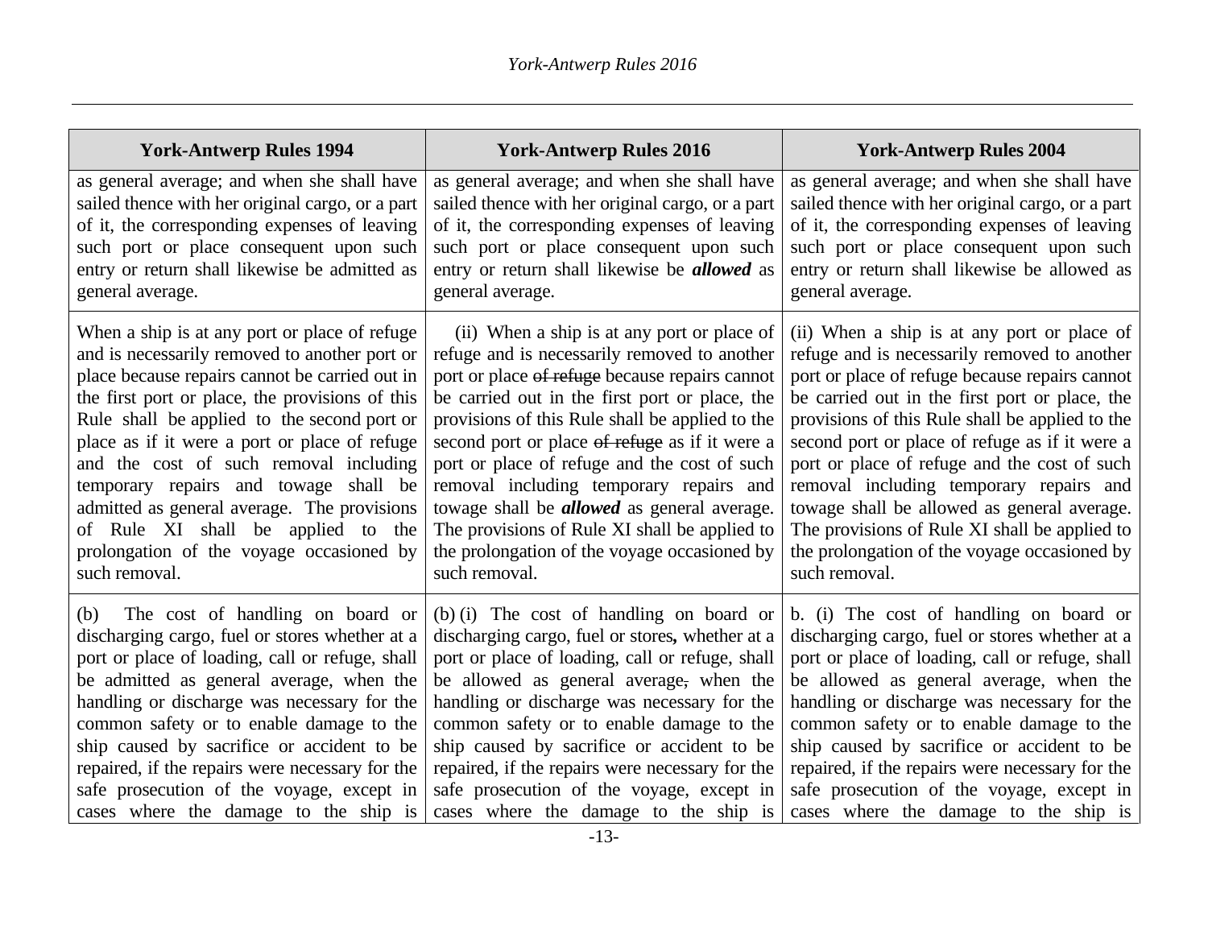| York-Antwerp Rules 1994 | York-Antwerp Rules 2016 | York-Antwerp Rules 2004 |
|---|---|---|
| as general average; and when she shall have sailed thence with her original cargo, or a part of it, the corresponding expenses of leaving such port or place consequent upon such entry or return shall likewise be admitted as general average. | as general average; and when she shall have sailed thence with her original cargo, or a part of it, the corresponding expenses of leaving such port or place consequent upon such entry or return shall likewise be ***allowed*** as general average. | as general average; and when she shall have sailed thence with her original cargo, or a part of it, the corresponding expenses of leaving such port or place consequent upon such entry or return shall likewise be allowed as general average. |
| When a ship is at any port or place of refuge and is necessarily removed to another port or place because repairs cannot be carried out in the first port or place, the provisions of this Rule shall be applied to the second port or place as if it were a port or place of refuge and the cost of such removal including temporary repairs and towage shall be admitted as general average. The provisions of Rule XI shall be applied to the prolongation of the voyage occasioned by such removal. | (ii) When a ship is at any port or place of refuge and is necessarily removed to another port or place ~~of refuge~~ because repairs cannot be carried out in the first port or place, the provisions of this Rule shall be applied to the second port or place ~~of refuge~~ as if it were a port or place of refuge and the cost of such removal including temporary repairs and towage shall be ***allowed*** as general average. The provisions of Rule XI shall be applied to the prolongation of the voyage occasioned by such removal. | (ii) When a ship is at any port or place of refuge and is necessarily removed to another port or place of refuge because repairs cannot be carried out in the first port or place, the provisions of this Rule shall be applied to the second port or place of refuge as if it were a port or place of refuge and the cost of such removal including temporary repairs and towage shall be allowed as general average. The provisions of Rule XI shall be applied to the prolongation of the voyage occasioned by such removal. |
| (b) The cost of handling on board or discharging cargo, fuel or stores whether at a port or place of loading, call or refuge, shall be admitted as general average, when the handling or discharge was necessary for the common safety or to enable damage to the ship caused by sacrifice or accident to be repaired, if the repairs were necessary for the safe prosecution of the voyage, except in cases where the damage to the ship is | (b) (i) The cost of handling on board or discharging cargo, fuel or stores**,** whether at a port or place of loading, call or refuge, shall be allowed as general average~~,~~ when the handling or discharge was necessary for the common safety or to enable damage to the ship caused by sacrifice or accident to be repaired, if the repairs were necessary for the safe prosecution of the voyage, except in cases where the damage to the ship is | b. (i) The cost of handling on board or discharging cargo, fuel or stores whether at a port or place of loading, call or refuge, shall be allowed as general average, when the handling or discharge was necessary for the common safety or to enable damage to the ship caused by sacrifice or accident to be repaired, if the repairs were necessary for the safe prosecution of the voyage, except in cases where the damage to the ship is |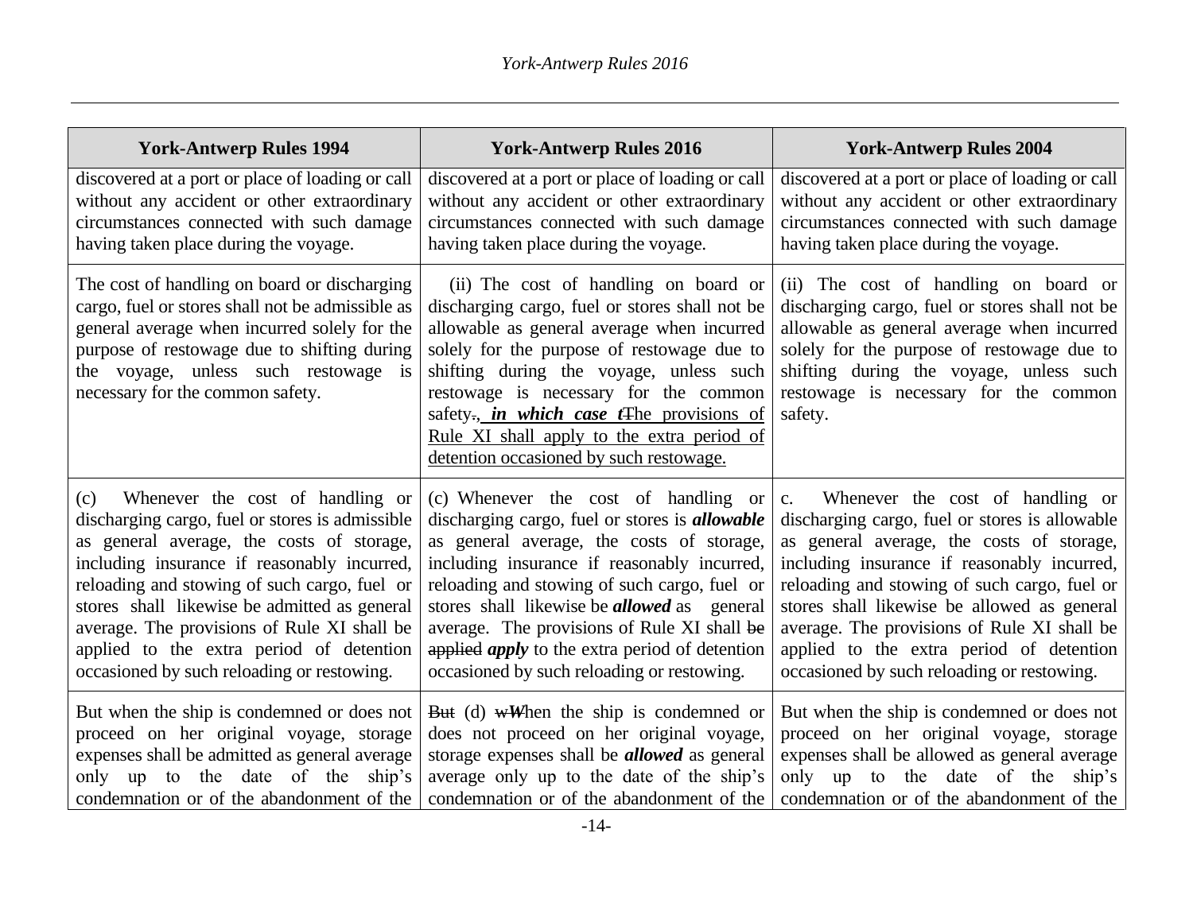| York-Antwerp Rules 1994 | York-Antwerp Rules 2016 | York-Antwerp Rules 2004 |
|---|---|---|
| discovered at a port or place of loading or call without any accident or other extraordinary circumstances connected with such damage having taken place during the voyage. | discovered at a port or place of loading or call without any accident or other extraordinary circumstances connected with such damage having taken place during the voyage. | discovered at a port or place of loading or call without any accident or other extraordinary circumstances connected with such damage having taken place during the voyage. |
| The cost of handling on board or discharging cargo, fuel or stores shall not be admissible as general average when incurred solely for the purpose of restowage due to shifting during the voyage, unless such restowage is necessary for the common safety. | (ii) The cost of handling on board or discharging cargo, fuel or stores shall not be allowable as general average when incurred solely for the purpose of restowage due to shifting during the voyage, unless such restowage is necessary for the common safety~~.~~, ***in which case t*** ~~T~~he provisions of Rule XI shall apply to the extra period of detention occasioned by such restowage. | (ii) The cost of handling on board or discharging cargo, fuel or stores shall not be allowable as general average when incurred solely for the purpose of restowage due to shifting during the voyage, unless such restowage is necessary for the common safety. |
| (c) Whenever the cost of handling or discharging cargo, fuel or stores is admissible as general average, the costs of storage, including insurance if reasonably incurred, reloading and stowing of such cargo, fuel or stores shall likewise be admitted as general average. The provisions of Rule XI shall be applied to the extra period of detention occasioned by such reloading or restowing. | (c) Whenever the cost of handling or discharging cargo, fuel or stores is ***allowable*** as general average, the costs of storage, including insurance if reasonably incurred, reloading and stowing of such cargo, fuel or stores shall likewise be ***allowed*** as general average. The provisions of Rule XI shall ~~be applied~~ ***apply*** to the extra period of detention occasioned by such reloading or restowing. | c. Whenever the cost of handling or discharging cargo, fuel or stores is allowable as general average, the costs of storage, including insurance if reasonably incurred, reloading and stowing of such cargo, fuel or stores shall likewise be allowed as general average. The provisions of Rule XI shall be applied to the extra period of detention occasioned by such reloading or restowing. |
| But when the ship is condemned or does not proceed on her original voyage, storage expenses shall be admitted as general average only up to the date of the ship's condemnation or of the abandonment of the | ~~But~~ (d) ~~w~~***W***hen the ship is condemned or does not proceed on her original voyage, storage expenses shall be ***allowed*** as general average only up to the date of the ship's condemnation or of the abandonment of the | But when the ship is condemned or does not proceed on her original voyage, storage expenses shall be allowed as general average only up to the date of the ship's condemnation or of the abandonment of the |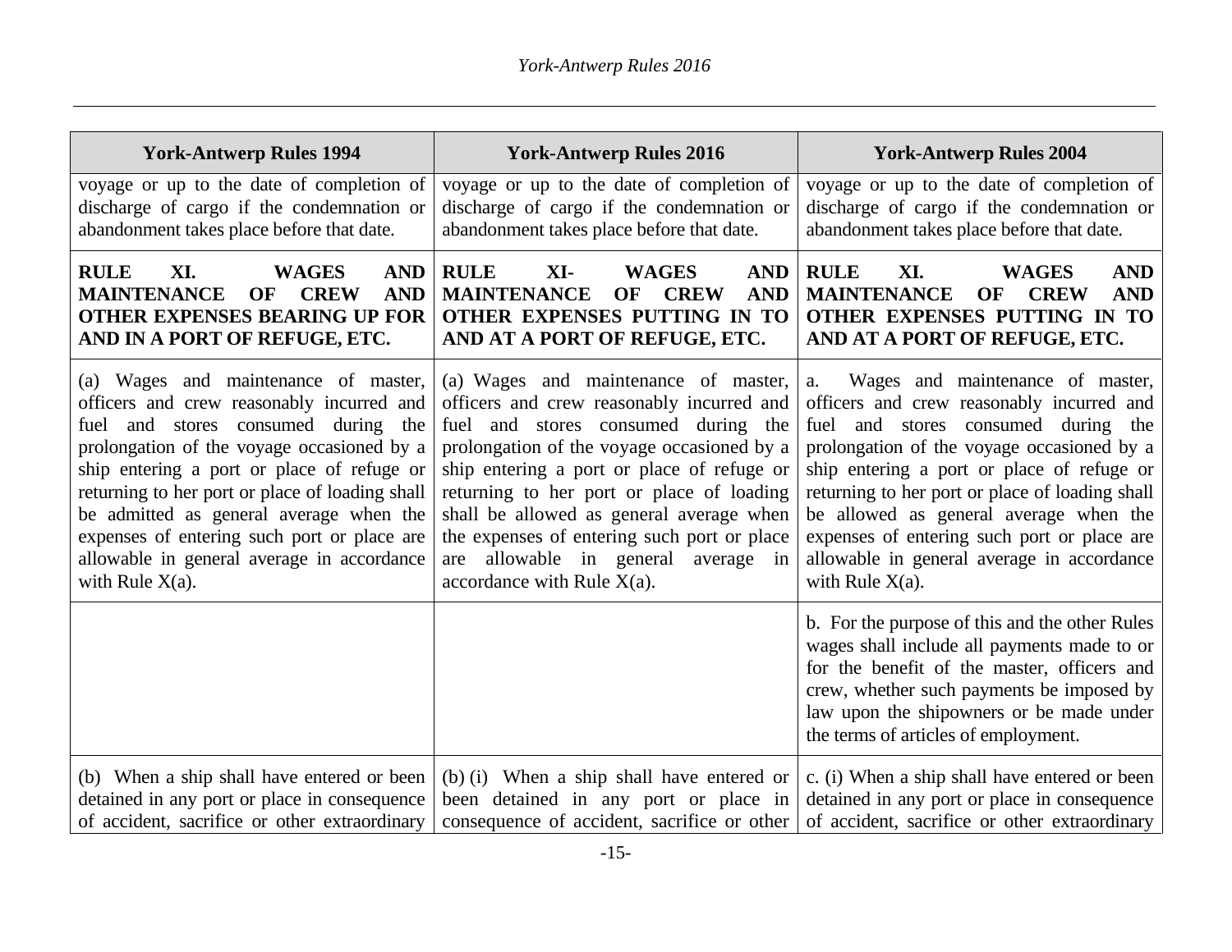| York-Antwerp Rules 1994 | York-Antwerp Rules 2016 | York-Antwerp Rules 2004 |
|---|---|---|
| voyage or up to the date of completion of discharge of cargo if the condemnation or abandonment takes place before that date. | voyage or up to the date of completion of discharge of cargo if the condemnation or abandonment takes place before that date. | voyage or up to the date of completion of discharge of cargo if the condemnation or abandonment takes place before that date. |
| **RULE XI. WAGES AND MAINTENANCE OF CREW AND OTHER EXPENSES BEARING UP FOR AND IN A PORT OF REFUGE, ETC.** | **RULE XI- WAGES AND MAINTENANCE OF CREW AND OTHER EXPENSES PUTTING IN TO AND AT A PORT OF REFUGE, ETC.** | **RULE XI. WAGES AND MAINTENANCE OF CREW AND OTHER EXPENSES PUTTING IN TO AND AT A PORT OF REFUGE, ETC.** |
| (a) Wages and maintenance of master, officers and crew reasonably incurred and fuel and stores consumed during the prolongation of the voyage occasioned by a ship entering a port or place of refuge or returning to her port or place of loading shall be admitted as general average when the expenses of entering such port or place are allowable in general average in accordance with Rule X(a). | (a) Wages and maintenance of master, officers and crew reasonably incurred and fuel and stores consumed during the prolongation of the voyage occasioned by a ship entering a port or place of refuge or returning to her port or place of loading shall be allowed as general average when the expenses of entering such port or place are allowable in general average in accordance with Rule X(a). | a. Wages and maintenance of master, officers and crew reasonably incurred and fuel and stores consumed during the prolongation of the voyage occasioned by a ship entering a port or place of refuge or returning to her port or place of loading shall be allowed as general average when the expenses of entering such port or place are allowable in general average in accordance with Rule X(a). |
| | | b. For the purpose of this and the other Rules wages shall include all payments made to or for the benefit of the master, officers and crew, whether such payments be imposed by law upon the shipowners or be made under the terms of articles of employment. |
| (b) When a ship shall have entered or been detained in any port or place in consequence of accident, sacrifice or other extraordinary | (b) (i) When a ship shall have entered or been detained in any port or place in consequence of accident, sacrifice or other | c. (i) When a ship shall have entered or been detained in any port or place in consequence of accident, sacrifice or other extraordinary |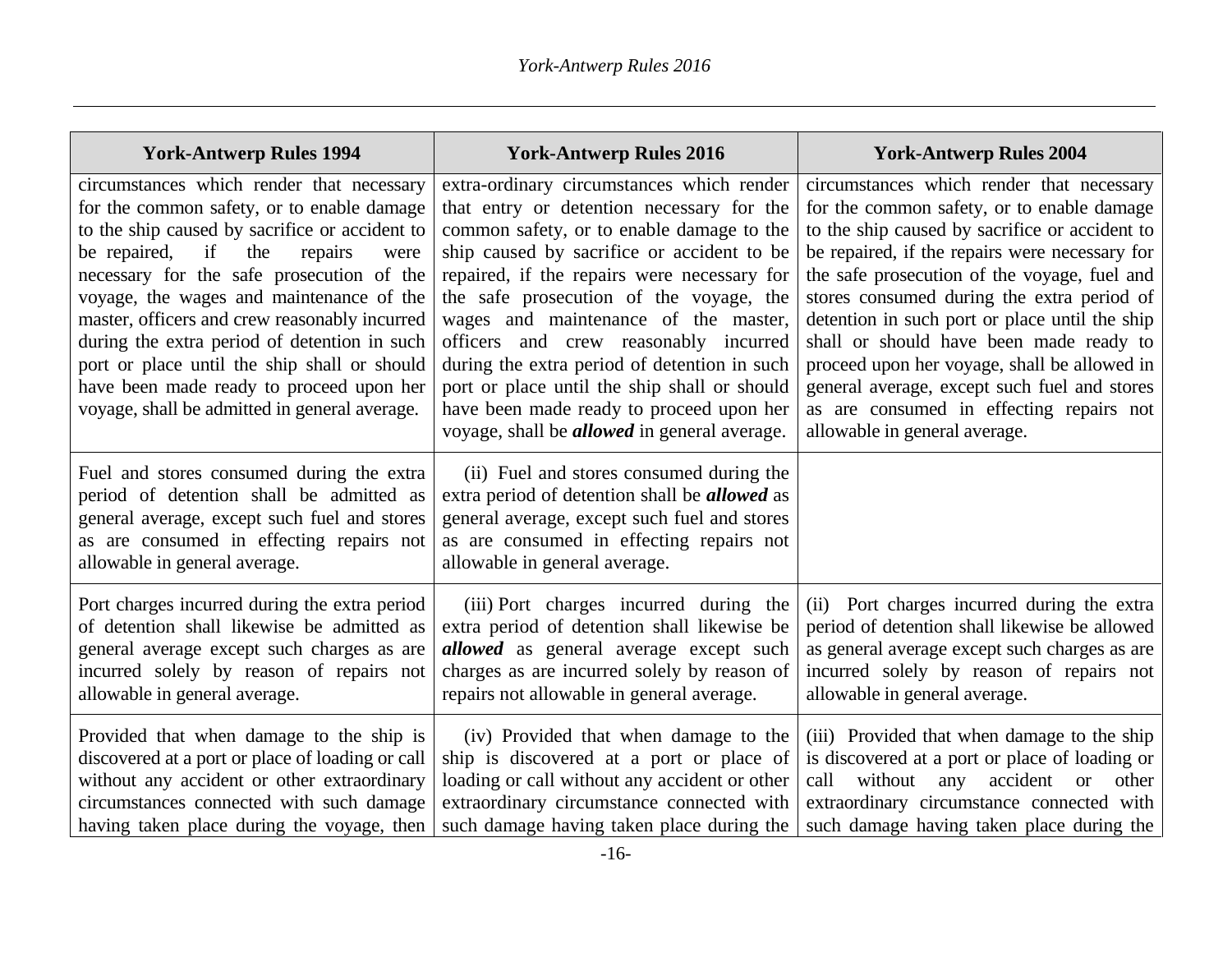| York-Antwerp Rules 1994 | York-Antwerp Rules 2016 | York-Antwerp Rules 2004 |
|---|---|---|
| circumstances which render that necessary for the common safety, or to enable damage to the ship caused by sacrifice or accident to be repaired, if the repairs were necessary for the safe prosecution of the voyage, the wages and maintenance of the master, officers and crew reasonably incurred during the extra period of detention in such port or place until the ship shall or should have been made ready to proceed upon her voyage, shall be admitted in general average. | extra-ordinary circumstances which render that entry or detention necessary for the common safety, or to enable damage to the ship caused by sacrifice or accident to be repaired, if the repairs were necessary for the safe prosecution of the voyage, the wages and maintenance of the master, officers and crew reasonably incurred during the extra period of detention in such port or place until the ship shall or should have been made ready to proceed upon her voyage, shall be ***allowed*** in general average. | circumstances which render that necessary for the common safety, or to enable damage to the ship caused by sacrifice or accident to be repaired, if the repairs were necessary for the safe prosecution of the voyage, fuel and stores consumed during the extra period of detention in such port or place until the ship shall or should have been made ready to proceed upon her voyage, shall be allowed in general average, except such fuel and stores as are consumed in effecting repairs not allowable in general average. |
| Fuel and stores consumed during the extra period of detention shall be admitted as general average, except such fuel and stores as are consumed in effecting repairs not allowable in general average. | (ii) Fuel and stores consumed during the extra period of detention shall be ***allowed*** as general average, except such fuel and stores as are consumed in effecting repairs not allowable in general average. | |
| Port charges incurred during the extra period of detention shall likewise be admitted as general average except such charges as are incurred solely by reason of repairs not allowable in general average. | (iii) Port charges incurred during the extra period of detention shall likewise be ***allowed*** as general average except such charges as are incurred solely by reason of repairs not allowable in general average. | (ii) Port charges incurred during the extra period of detention shall likewise be allowed as general average except such charges as are incurred solely by reason of repairs not allowable in general average. |
| Provided that when damage to the ship is discovered at a port or place of loading or call without any accident or other extraordinary circumstances connected with such damage having taken place during the voyage, then | (iv) Provided that when damage to the ship is discovered at a port or place of loading or call without any accident or other extraordinary circumstance connected with such damage having taken place during the | (iii) Provided that when damage to the ship is discovered at a port or place of loading or call without any accident or other extraordinary circumstance connected with such damage having taken place during the |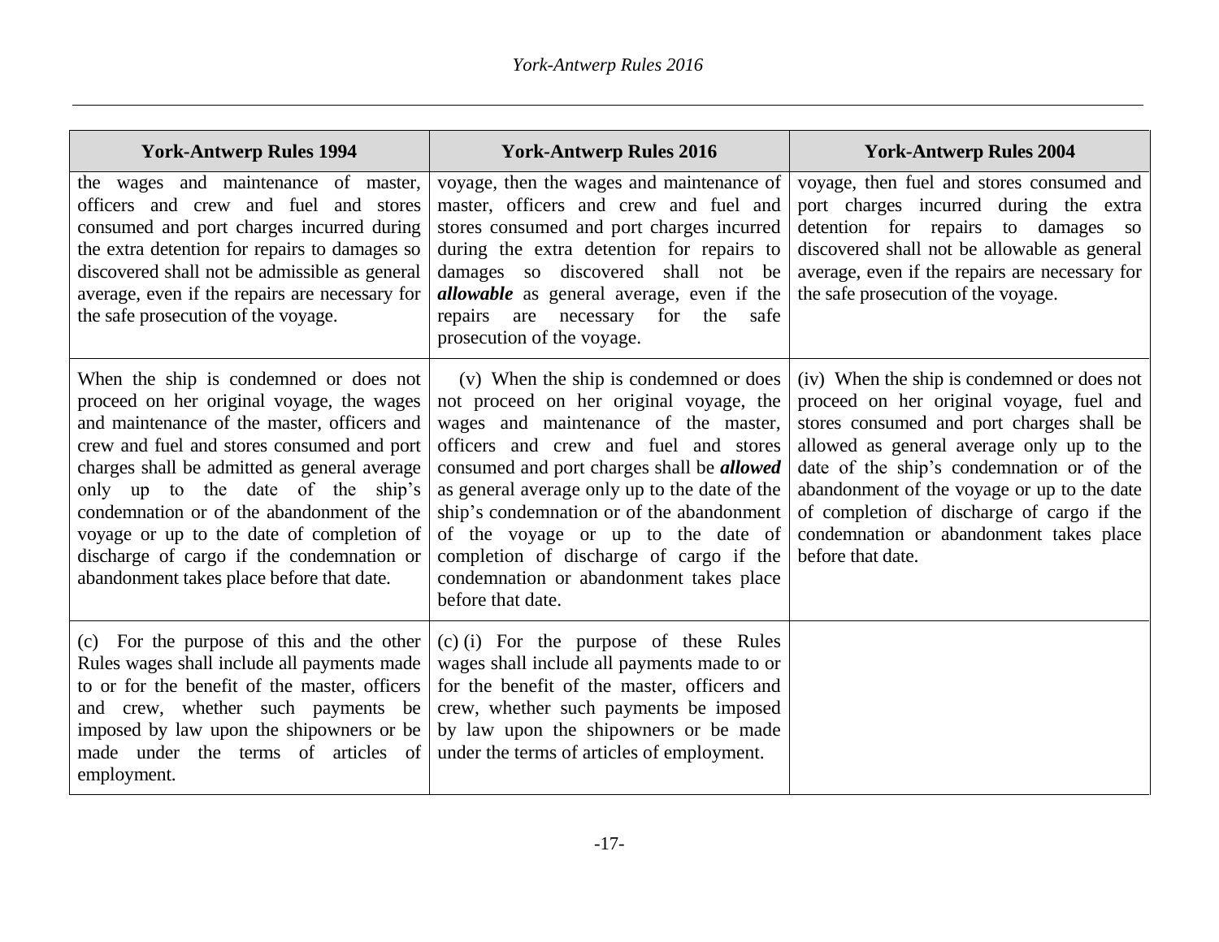| York-Antwerp Rules 1994 | York-Antwerp Rules 2016 | York-Antwerp Rules 2004 |
|---|---|---|
| the wages and maintenance of master, officers and crew and fuel and stores consumed and port charges incurred during the extra detention for repairs to damages so discovered shall not be admissible as general average, even if the repairs are necessary for the safe prosecution of the voyage. | voyage, then the wages and maintenance of master, officers and crew and fuel and stores consumed and port charges incurred during the extra detention for repairs to damages so discovered shall not be ***allowable*** as general average, even if the repairs are necessary for the safe prosecution of the voyage. | voyage, then fuel and stores consumed and port charges incurred during the extra detention for repairs to damages so discovered shall not be allowable as general average, even if the repairs are necessary for the safe prosecution of the voyage. |
| When the ship is condemned or does not proceed on her original voyage, the wages and maintenance of the master, officers and crew and fuel and stores consumed and port charges shall be admitted as general average only up to the date of the ship's condemnation or of the abandonment of the voyage or up to the date of completion of discharge of cargo if the condemnation or abandonment takes place before that date. | (v) When the ship is condemned or does not proceed on her original voyage, the wages and maintenance of the master, officers and crew and fuel and stores consumed and port charges shall be ***allowed*** as general average only up to the date of the ship's condemnation or of the abandonment of the voyage or up to the date of completion of discharge of cargo if the condemnation or abandonment takes place before that date. | (iv) When the ship is condemned or does not proceed on her original voyage, fuel and stores consumed and port charges shall be allowed as general average only up to the date of the ship's condemnation or of the abandonment of the voyage or up to the date of completion of discharge of cargo if the condemnation or abandonment takes place before that date. |
| (c) For the purpose of this and the other Rules wages shall include all payments made to or for the benefit of the master, officers and crew, whether such payments be imposed by law upon the shipowners or be made under the terms of articles of employment. | (c) (i) For the purpose of these Rules wages shall include all payments made to or for the benefit of the master, officers and crew, whether such payments be imposed by law upon the shipowners or be made under the terms of articles of employment. | |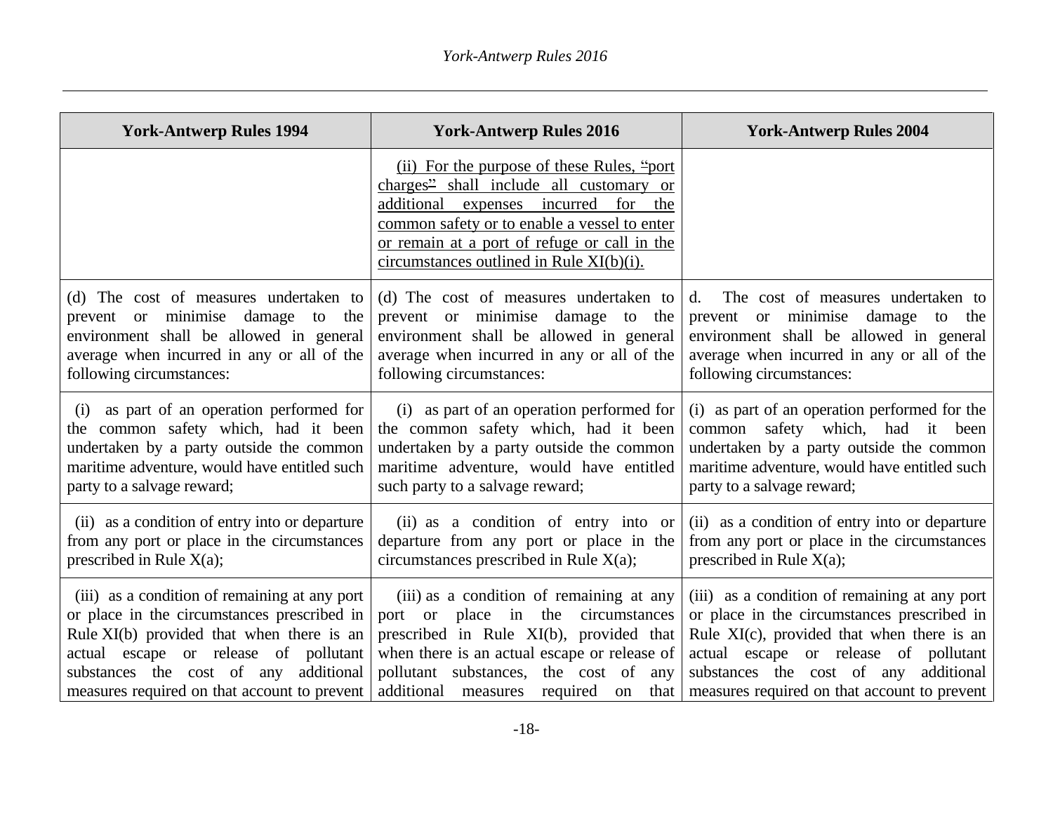| York-Antwerp Rules 1994 | York-Antwerp Rules 2016 | York-Antwerp Rules 2004 |
|---|---|---|
| | (ii) For the purpose of these Rules, "port charges" shall include all customary or additional expenses incurred for the common safety or to enable a vessel to enter or remain at a port of refuge or call in the circumstances outlined in Rule XI(b)(i). | |
| (d) The cost of measures undertaken to prevent or minimise damage to the environment shall be allowed in general average when incurred in any or all of the following circumstances: | (d) The cost of measures undertaken to prevent or minimise damage to the environment shall be allowed in general average when incurred in any or all of the following circumstances: | d. The cost of measures undertaken to prevent or minimise damage to the environment shall be allowed in general average when incurred in any or all of the following circumstances: |
| (i) as part of an operation performed for the common safety which, had it been undertaken by a party outside the common maritime adventure, would have entitled such party to a salvage reward; | (i) as part of an operation performed for the common safety which, had it been undertaken by a party outside the common maritime adventure, would have entitled such party to a salvage reward; | (i) as part of an operation performed for the common safety which, had it been undertaken by a party outside the common maritime adventure, would have entitled such party to a salvage reward; |
| (ii) as a condition of entry into or departure from any port or place in the circumstances prescribed in Rule X(a); | (ii) as a condition of entry into or departure from any port or place in the circumstances prescribed in Rule X(a); | (ii) as a condition of entry into or departure from any port or place in the circumstances prescribed in Rule X(a); |
| (iii) as a condition of remaining at any port or place in the circumstances prescribed in Rule XI(b) provided that when there is an actual escape or release of pollutant substances the cost of any additional measures required on that account to prevent | (iii) as a condition of remaining at any port or place in the circumstances prescribed in Rule XI(b), provided that when there is an actual escape or release of pollutant substances, the cost of any additional measures required on that | (iii) as a condition of remaining at any port or place in the circumstances prescribed in Rule XI(c), provided that when there is an actual escape or release of pollutant substances the cost of any additional measures required on that account to prevent |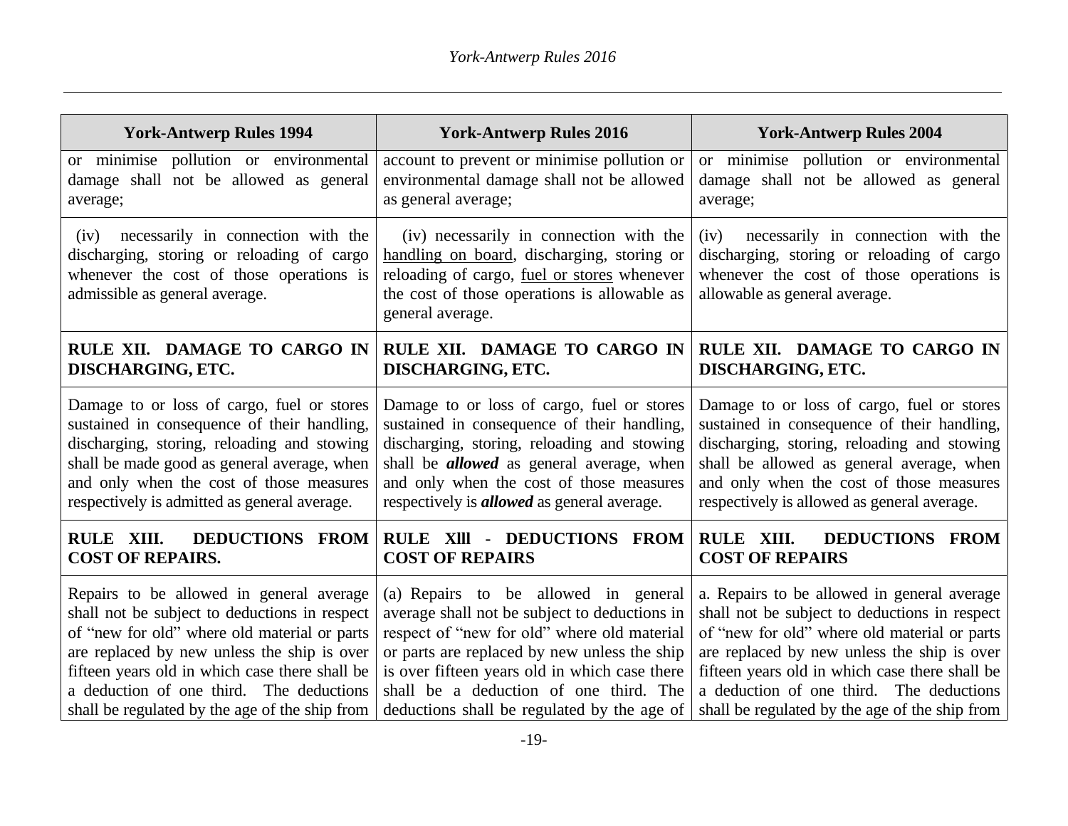| York-Antwerp Rules 1994 | York-Antwerp Rules 2016 | York-Antwerp Rules 2004 |
|---|---|---|
| or minimise pollution or environmental damage shall not be allowed as general average; | account to prevent or minimise pollution or environmental damage shall not be allowed as general average; | or minimise pollution or environmental damage shall not be allowed as general average; |
| (iv) necessarily in connection with the discharging, storing or reloading of cargo whenever the cost of those operations is admissible as general average. | (iv) necessarily in connection with the handling on board, discharging, storing or reloading of cargo, fuel or stores whenever the cost of those operations is allowable as general average. | (iv) necessarily in connection with the discharging, storing or reloading of cargo whenever the cost of those operations is allowable as general average. |
| **RULE XII. DAMAGE TO CARGO IN DISCHARGING, ETC.** | **RULE XII. DAMAGE TO CARGO IN DISCHARGING, ETC.** | **RULE XII. DAMAGE TO CARGO IN DISCHARGING, ETC.** |
| Damage to or loss of cargo, fuel or stores sustained in consequence of their handling, discharging, storing, reloading and stowing shall be made good as general average, when and only when the cost of those measures respectively is admitted as general average. | Damage to or loss of cargo, fuel or stores sustained in consequence of their handling, discharging, storing, reloading and stowing shall be ***allowed*** as general average, when and only when the cost of those measures respectively is ***allowed*** as general average. | Damage to or loss of cargo, fuel or stores sustained in consequence of their handling, discharging, storing, reloading and stowing shall be allowed as general average, when and only when the cost of those measures respectively is allowed as general average. |
| **RULE XIII. DEDUCTIONS FROM COST OF REPAIRS.** | **RULE XIII - DEDUCTIONS FROM COST OF REPAIRS** | **RULE XIII. DEDUCTIONS FROM COST OF REPAIRS** |
| Repairs to be allowed in general average shall not be subject to deductions in respect of "new for old" where old material or parts are replaced by new unless the ship is over fifteen years old in which case there shall be a deduction of one third. The deductions shall be regulated by the age of the ship from | (a) Repairs to be allowed in general average shall not be subject to deductions in respect of "new for old" where old material or parts are replaced by new unless the ship is over fifteen years old in which case there shall be a deduction of one third. The deductions shall be regulated by the age of | a. Repairs to be allowed in general average shall not be subject to deductions in respect of "new for old" where old material or parts are replaced by new unless the ship is over fifteen years old in which case there shall be a deduction of one third. The deductions shall be regulated by the age of the ship from |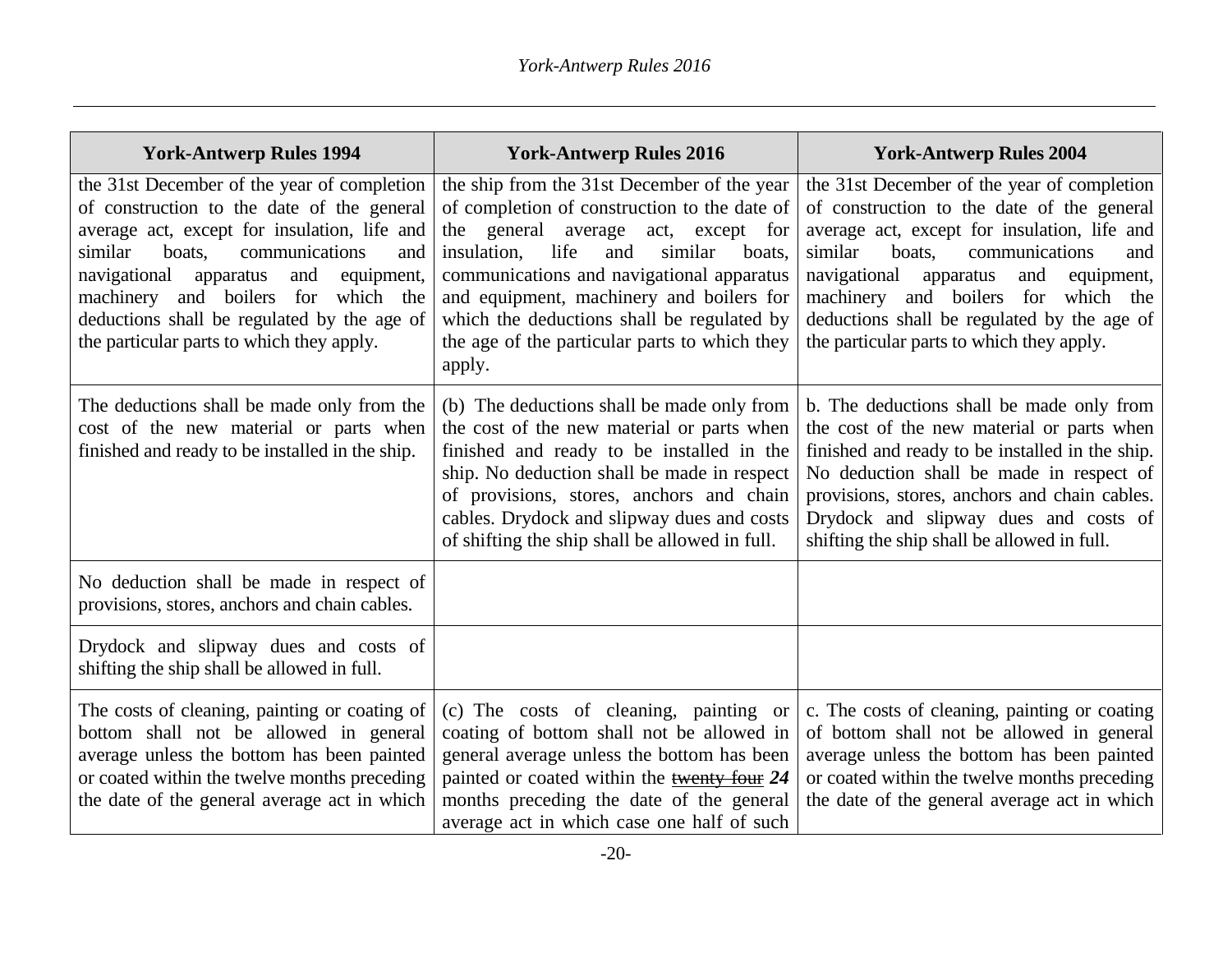| York-Antwerp Rules 1994 | York-Antwerp Rules 2016 | York-Antwerp Rules 2004 |
|---|---|---|
| the 31st December of the year of completion of construction to the date of the general average act, except for insulation, life and similar boats, communications and navigational apparatus and equipment, machinery and boilers for which the deductions shall be regulated by the age of the particular parts to which they apply. | the ship from the 31st December of the year of completion of construction to the date of the general average act, except for insulation, life and similar boats, communications and navigational apparatus and equipment, machinery and boilers for which the deductions shall be regulated by the age of the particular parts to which they apply. | the 31st December of the year of completion of construction to the date of the general average act, except for insulation, life and similar boats, communications and navigational apparatus and equipment, machinery and boilers for which the deductions shall be regulated by the age of the particular parts to which they apply. |
| The deductions shall be made only from the cost of the new material or parts when finished and ready to be installed in the ship. | (b) The deductions shall be made only from the cost of the new material or parts when finished and ready to be installed in the ship. No deduction shall be made in respect of provisions, stores, anchors and chain cables. Drydock and slipway dues and costs of shifting the ship shall be allowed in full. | b. The deductions shall be made only from the cost of the new material or parts when finished and ready to be installed in the ship. No deduction shall be made in respect of provisions, stores, anchors and chain cables. Drydock and slipway dues and costs of shifting the ship shall be allowed in full. |
| No deduction shall be made in respect of provisions, stores, anchors and chain cables. | | |
| Drydock and slipway dues and costs of shifting the ship shall be allowed in full. | | |
| The costs of cleaning, painting or coating of bottom shall not be allowed in general average unless the bottom has been painted or coated within the twelve months preceding the date of the general average act in which | (c) The costs of cleaning, painting or coating of bottom shall not be allowed in general average unless the bottom has been painted or coated within the ~~twenty four~~ ***24*** months preceding the date of the general average act in which case one half of such | c. The costs of cleaning, painting or coating of bottom shall not be allowed in general average unless the bottom has been painted or coated within the twelve months preceding the date of the general average act in which |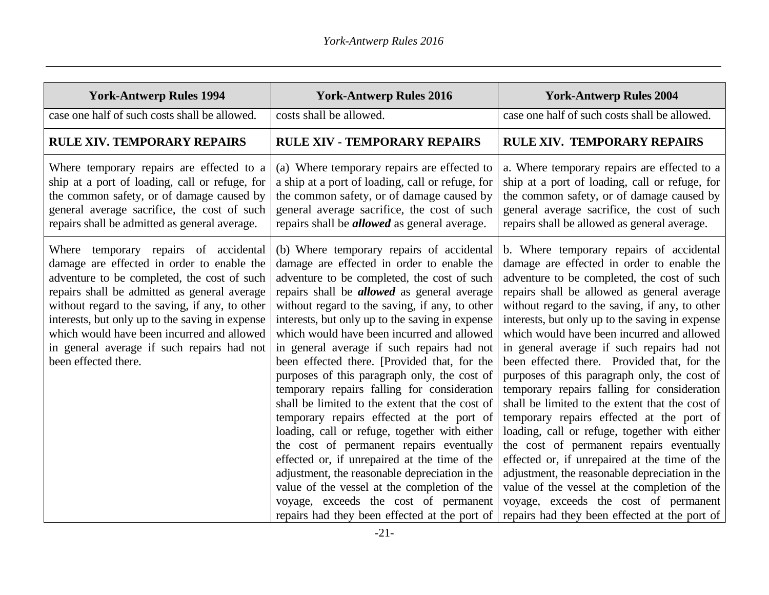| York-Antwerp Rules 1994 | York-Antwerp Rules 2016 | York-Antwerp Rules 2004 |
|---|---|---|
| case one half of such costs shall be allowed. | costs shall be allowed. | case one half of such costs shall be allowed. |
| **RULE XIV. TEMPORARY REPAIRS** | **RULE XIV - TEMPORARY REPAIRS** | **RULE XIV. TEMPORARY REPAIRS** |
| Where temporary repairs are effected to a ship at a port of loading, call or refuge, for the common safety, or of damage caused by general average sacrifice, the cost of such repairs shall be admitted as general average. | (a) Where temporary repairs are effected to a ship at a port of loading, call or refuge, for the common safety, or of damage caused by general average sacrifice, the cost of such repairs shall be ***allowed*** as general average. | a. Where temporary repairs are effected to a ship at a port of loading, call or refuge, for the common safety, or of damage caused by general average sacrifice, the cost of such repairs shall be allowed as general average. |
| Where temporary repairs of accidental damage are effected in order to enable the adventure to be completed, the cost of such repairs shall be admitted as general average without regard to the saving, if any, to other interests, but only up to the saving in expense which would have been incurred and allowed in general average if such repairs had not been effected there. | (b) Where temporary repairs of accidental damage are effected in order to enable the adventure to be completed, the cost of such repairs shall be ***allowed*** as general average without regard to the saving, if any, to other interests, but only up to the saving in expense which would have been incurred and allowed in general average if such repairs had not been effected there. [Provided that, for the purposes of this paragraph only, the cost of temporary repairs falling for consideration shall be limited to the extent that the cost of temporary repairs effected at the port of loading, call or refuge, together with either the cost of permanent repairs eventually effected or, if unrepaired at the time of the adjustment, the reasonable depreciation in the value of the vessel at the completion of the voyage, exceeds the cost of permanent repairs had they been effected at the port of | b. Where temporary repairs of accidental damage are effected in order to enable the adventure to be completed, the cost of such repairs shall be allowed as general average without regard to the saving, if any, to other interests, but only up to the saving in expense which would have been incurred and allowed in general average if such repairs had not been effected there. Provided that, for the purposes of this paragraph only, the cost of temporary repairs falling for consideration shall be limited to the extent that the cost of temporary repairs effected at the port of loading, call or refuge, together with either the cost of permanent repairs eventually effected or, if unrepaired at the time of the adjustment, the reasonable depreciation in the value of the vessel at the completion of the voyage, exceeds the cost of permanent repairs had they been effected at the port of |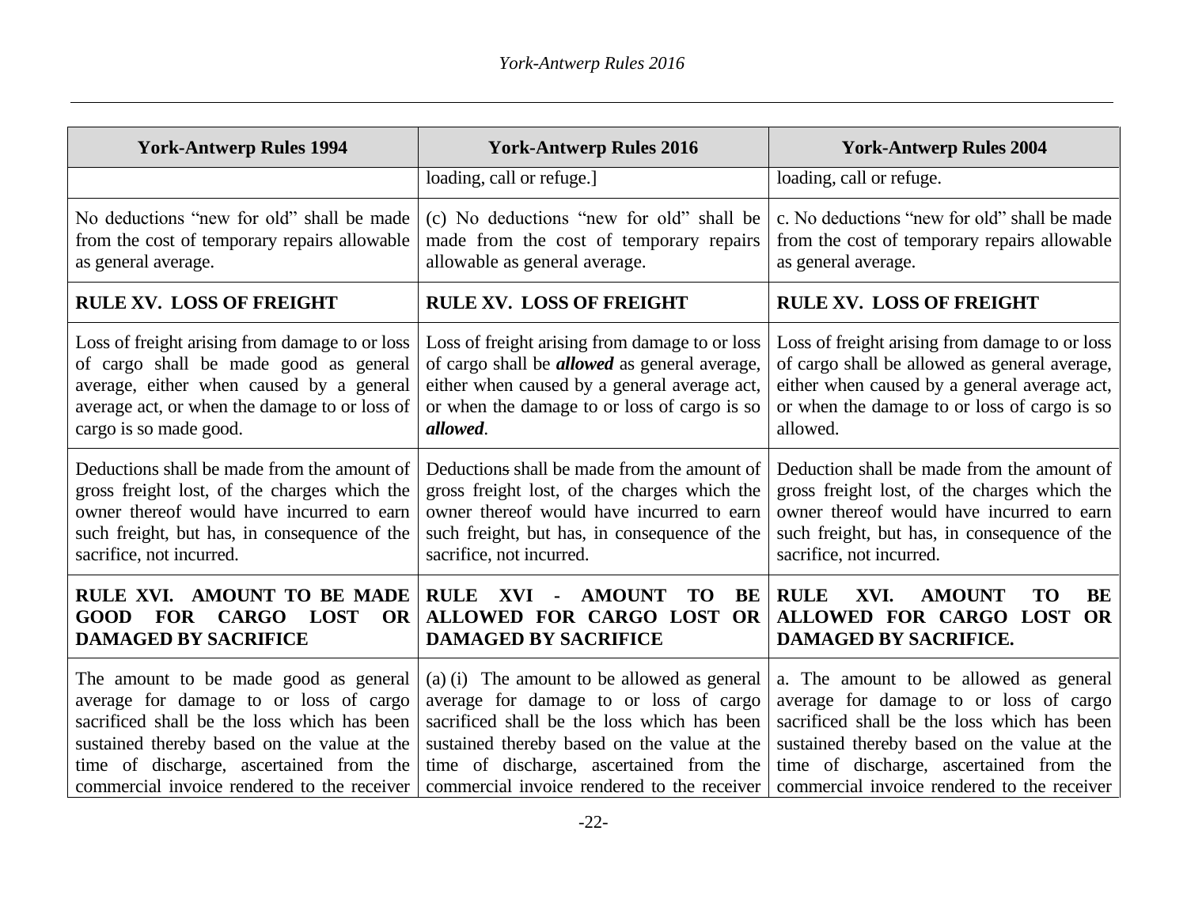| York-Antwerp Rules 1994 | York-Antwerp Rules 2016 | York-Antwerp Rules 2004 |
|---|---|---|
| | loading, call or refuge.] | loading, call or refuge. |
| No deductions "new for old" shall be made from the cost of temporary repairs allowable as general average. | (c) No deductions "new for old" shall be made from the cost of temporary repairs allowable as general average. | c. No deductions "new for old" shall be made from the cost of temporary repairs allowable as general average. |
| **RULE XV. LOSS OF FREIGHT** | **RULE XV. LOSS OF FREIGHT** | **RULE XV. LOSS OF FREIGHT** |
| Loss of freight arising from damage to or loss of cargo shall be made good as general average, either when caused by a general average act, or when the damage to or loss of cargo is so made good. | Loss of freight arising from damage to or loss of cargo shall be ***allowed*** as general average, either when caused by a general average act, or when the damage to or loss of cargo is so ***allowed***. | Loss of freight arising from damage to or loss of cargo shall be allowed as general average, either when caused by a general average act, or when the damage to or loss of cargo is so allowed. |
| Deductions shall be made from the amount of gross freight lost, of the charges which the owner thereof would have incurred to earn such freight, but has, in consequence of the sacrifice, not incurred. | Deductions shall be made from the amount of gross freight lost, of the charges which the owner thereof would have incurred to earn such freight, but has, in consequence of the sacrifice, not incurred. | Deduction shall be made from the amount of gross freight lost, of the charges which the owner thereof would have incurred to earn such freight, but has, in consequence of the sacrifice, not incurred. |
| **RULE XVI. AMOUNT TO BE MADE GOOD FOR CARGO LOST OR DAMAGED BY SACRIFICE** | **RULE XVI - AMOUNT TO BE ALLOWED FOR CARGO LOST OR DAMAGED BY SACRIFICE** | **RULE XVI. AMOUNT TO BE ALLOWED FOR CARGO LOST OR DAMAGED BY SACRIFICE.** |
| The amount to be made good as general average for damage to or loss of cargo sacrificed shall be the loss which has been sustained thereby based on the value at the time of discharge, ascertained from the commercial invoice rendered to the receiver | (a) (i) The amount to be allowed as general average for damage to or loss of cargo sacrificed shall be the loss which has been sustained thereby based on the value at the time of discharge, ascertained from the commercial invoice rendered to the receiver | a. The amount to be allowed as general average for damage to or loss of cargo sacrificed shall be the loss which has been sustained thereby based on the value at the time of discharge, ascertained from the commercial invoice rendered to the receiver |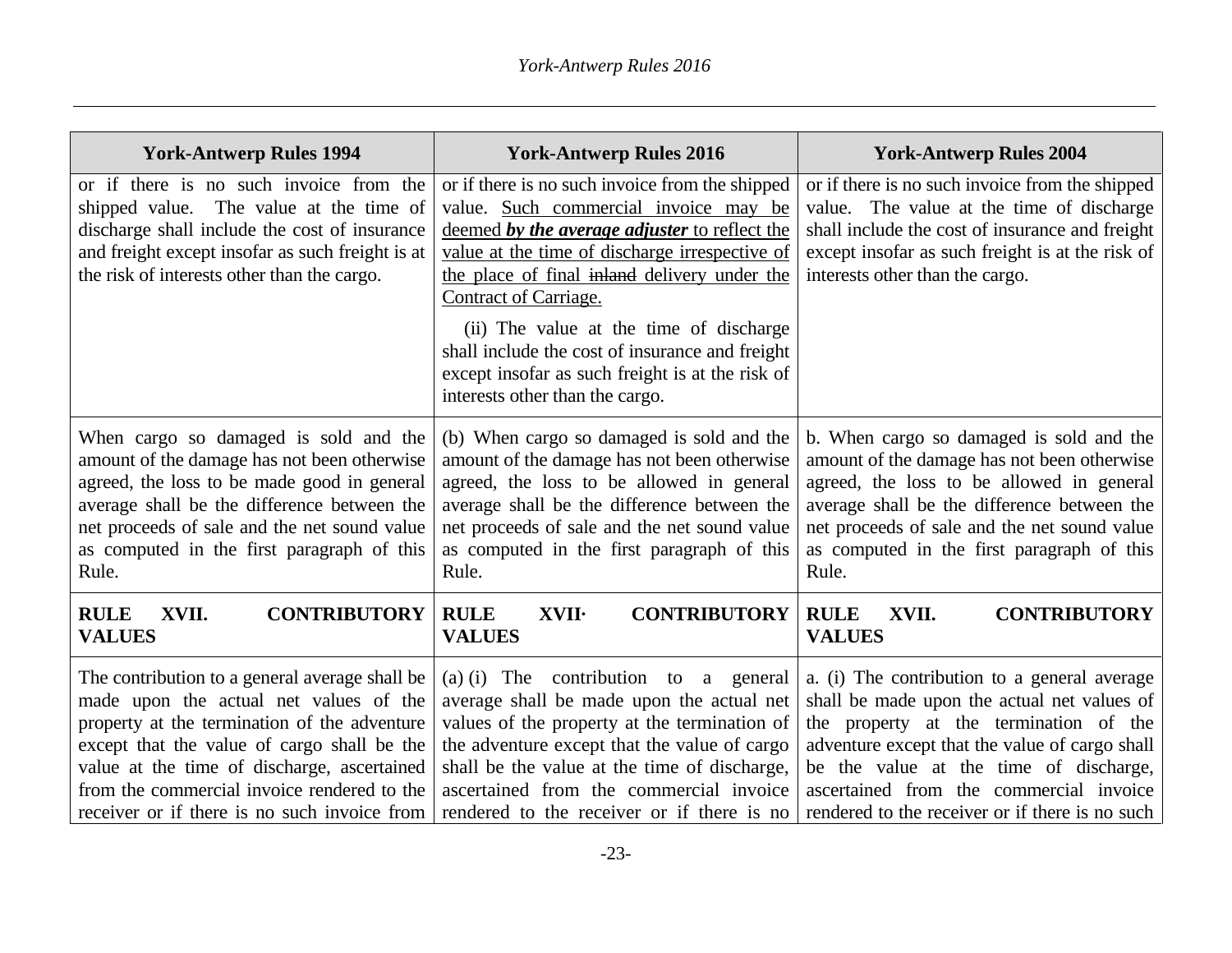| York-Antwerp Rules 1994 | York-Antwerp Rules 2016 | York-Antwerp Rules 2004 |
|---|---|---|
| or if there is no such invoice from the shipped value. The value at the time of discharge shall include the cost of insurance and freight except insofar as such freight is at the risk of interests other than the cargo. | or if there is no such invoice from the shipped value. <u>Such commercial invoice may be deemed ***by the average adjuster*** to reflect the value at the time of discharge irrespective of the place of final ~~inland~~ delivery under the Contract of Carriage.</u><br><br>(ii) The value at the time of discharge shall include the cost of insurance and freight except insofar as such freight is at the risk of interests other than the cargo. | or if there is no such invoice from the shipped value. The value at the time of discharge shall include the cost of insurance and freight except insofar as such freight is at the risk of interests other than the cargo. |
| When cargo so damaged is sold and the amount of the damage has not been otherwise agreed, the loss to be made good in general average shall be the difference between the net proceeds of sale and the net sound value as computed in the first paragraph of this Rule. | (b) When cargo so damaged is sold and the amount of the damage has not been otherwise agreed, the loss to be allowed in general average shall be the difference between the net proceeds of sale and the net sound value as computed in the first paragraph of this Rule. | b. When cargo so damaged is sold and the amount of the damage has not been otherwise agreed, the loss to be allowed in general average shall be the difference between the net proceeds of sale and the net sound value as computed in the first paragraph of this Rule. |
| **RULE XVII. CONTRIBUTORY VALUES** | **RULE XVII· CONTRIBUTORY VALUES** | **RULE XVII. CONTRIBUTORY VALUES** |
| The contribution to a general average shall be made upon the actual net values of the property at the termination of the adventure except that the value of cargo shall be the value at the time of discharge, ascertained from the commercial invoice rendered to the receiver or if there is no such invoice from | (a) (i) The contribution to a general average shall be made upon the actual net values of the property at the termination of the adventure except that the value of cargo shall be the value at the time of discharge, ascertained from the commercial invoice rendered to the receiver or if there is no | a. (i) The contribution to a general average shall be made upon the actual net values of the property at the termination of the adventure except that the value of cargo shall be the value at the time of discharge, ascertained from the commercial invoice rendered to the receiver or if there is no such |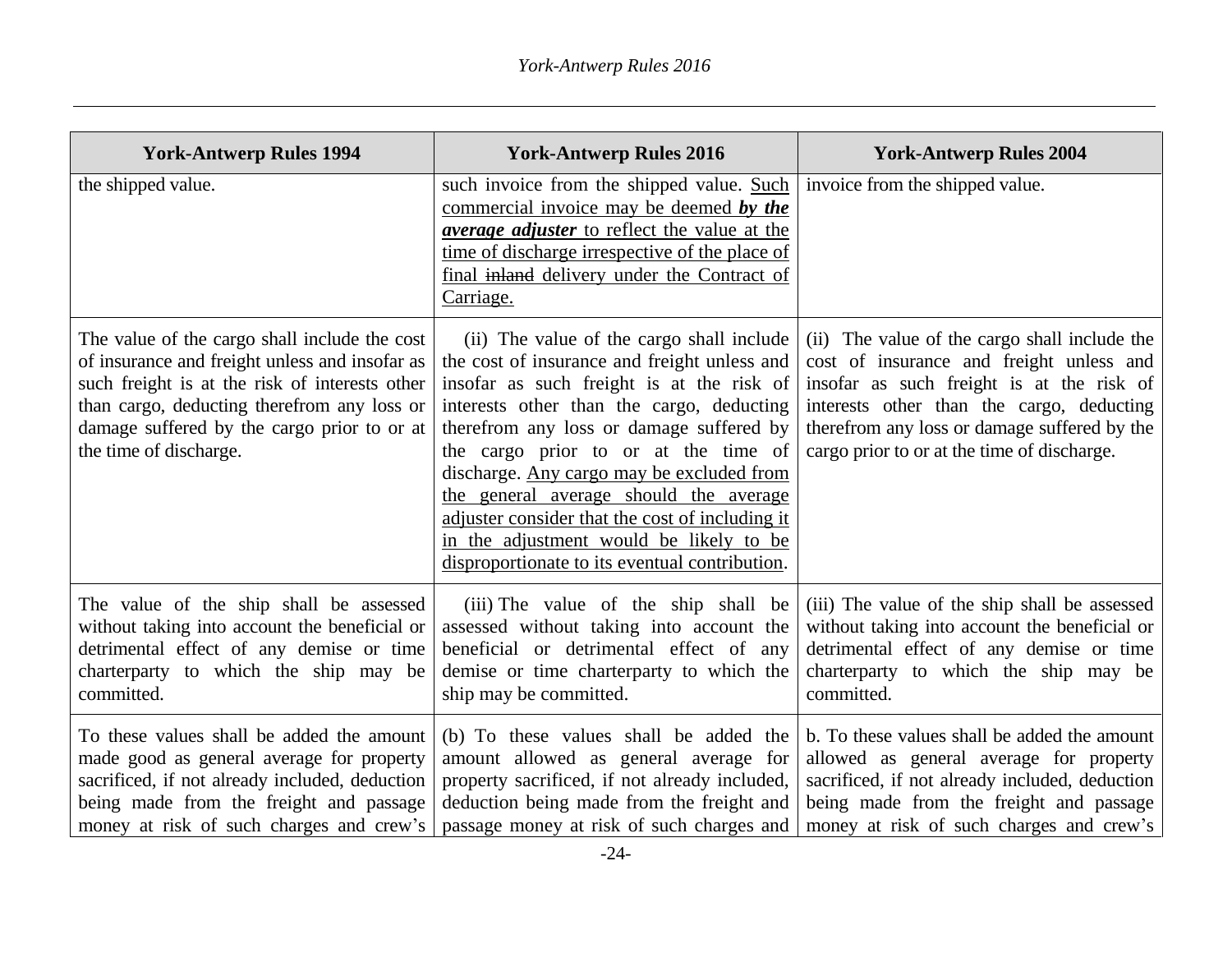| York-Antwerp Rules 1994 | York-Antwerp Rules 2016 | York-Antwerp Rules 2004 |
|---|---|---|
| the shipped value. | such invoice from the shipped value. <u>Such commercial invoice may be deemed ***by the average adjuster*** to reflect the value at the time of discharge irrespective of the place of final ~~inland~~ delivery under the Contract of Carriage.</u> | invoice from the shipped value. |
| The value of the cargo shall include the cost of insurance and freight unless and insofar as such freight is at the risk of interests other than cargo, deducting therefrom any loss or damage suffered by the cargo prior to or at the time of discharge. | (ii) The value of the cargo shall include the cost of insurance and freight unless and insofar as such freight is at the risk of interests other than the cargo, deducting therefrom any loss or damage suffered by the cargo prior to or at the time of discharge. <u>Any cargo may be excluded from the general average should the average adjuster consider that the cost of including it in the adjustment would be likely to be disproportionate to its eventual contribution</u>. | (ii) The value of the cargo shall include the cost of insurance and freight unless and insofar as such freight is at the risk of interests other than the cargo, deducting therefrom any loss or damage suffered by the cargo prior to or at the time of discharge. |
| The value of the ship shall be assessed without taking into account the beneficial or detrimental effect of any demise or time charterparty to which the ship may be committed. | (iii) The value of the ship shall be assessed without taking into account the beneficial or detrimental effect of any demise or time charterparty to which the ship may be committed. | (iii) The value of the ship shall be assessed without taking into account the beneficial or detrimental effect of any demise or time charterparty to which the ship may be committed. |
| To these values shall be added the amount made good as general average for property sacrificed, if not already included, deduction being made from the freight and passage money at risk of such charges and crew's | (b) To these values shall be added the amount allowed as general average for property sacrificed, if not already included, deduction being made from the freight and passage money at risk of such charges and | b. To these values shall be added the amount allowed as general average for property sacrificed, if not already included, deduction being made from the freight and passage money at risk of such charges and crew's |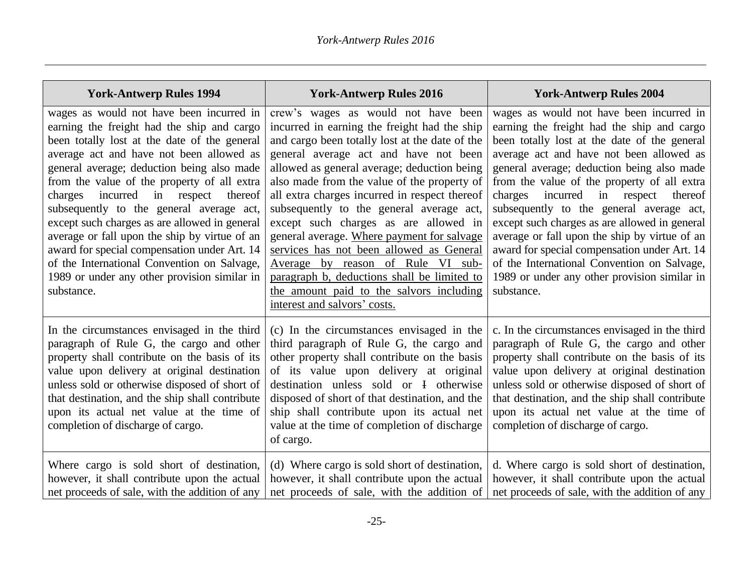| York-Antwerp Rules 1994 | York-Antwerp Rules 2016 | York-Antwerp Rules 2004 |
|---|---|---|
| wages as would not have been incurred in earning the freight had the ship and cargo been totally lost at the date of the general average act and have not been allowed as general average; deduction being also made from the value of the property of all extra charges incurred in respect thereof subsequently to the general average act, except such charges as are allowed in general average or fall upon the ship by virtue of an award for special compensation under Art. 14 of the International Convention on Salvage, 1989 or under any other provision similar in substance. | crew's wages as would not have been incurred in earning the freight had the ship and cargo been totally lost at the date of the general average act and have not been allowed as general average; deduction being also made from the value of the property of all extra charges incurred in respect thereof subsequently to the general average act, except such charges as are allowed in general average. <u>Where payment for salvage services has not been allowed as General Average by reason of Rule VI sub-paragraph b, deductions shall be limited to the amount paid to the salvors including interest and salvors' costs.</u> | wages as would not have been incurred in earning the freight had the ship and cargo been totally lost at the date of the general average act and have not been allowed as general average; deduction being also made from the value of the property of all extra charges incurred in respect thereof subsequently to the general average act, except such charges as are allowed in general average or fall upon the ship by virtue of an award for special compensation under Art. 14 of the International Convention on Salvage, 1989 or under any other provision similar in substance. |
| In the circumstances envisaged in the third paragraph of Rule G, the cargo and other property shall contribute on the basis of its value upon delivery at original destination unless sold or otherwise disposed of short of that destination, and the ship shall contribute upon its actual net value at the time of completion of discharge of cargo. | (c) In the circumstances envisaged in the third paragraph of Rule G, the cargo and other property shall contribute on the basis of its value upon delivery at original destination unless sold or ~~I~~ otherwise disposed of short of that destination, and the ship shall contribute upon its actual net value at the time of completion of discharge of cargo. | c. In the circumstances envisaged in the third paragraph of Rule G, the cargo and other property shall contribute on the basis of its value upon delivery at original destination unless sold or otherwise disposed of short of that destination, and the ship shall contribute upon its actual net value at the time of completion of discharge of cargo. |
| Where cargo is sold short of destination, however, it shall contribute upon the actual net proceeds of sale, with the addition of any | (d) Where cargo is sold short of destination, however, it shall contribute upon the actual net proceeds of sale, with the addition of | d. Where cargo is sold short of destination, however, it shall contribute upon the actual net proceeds of sale, with the addition of any |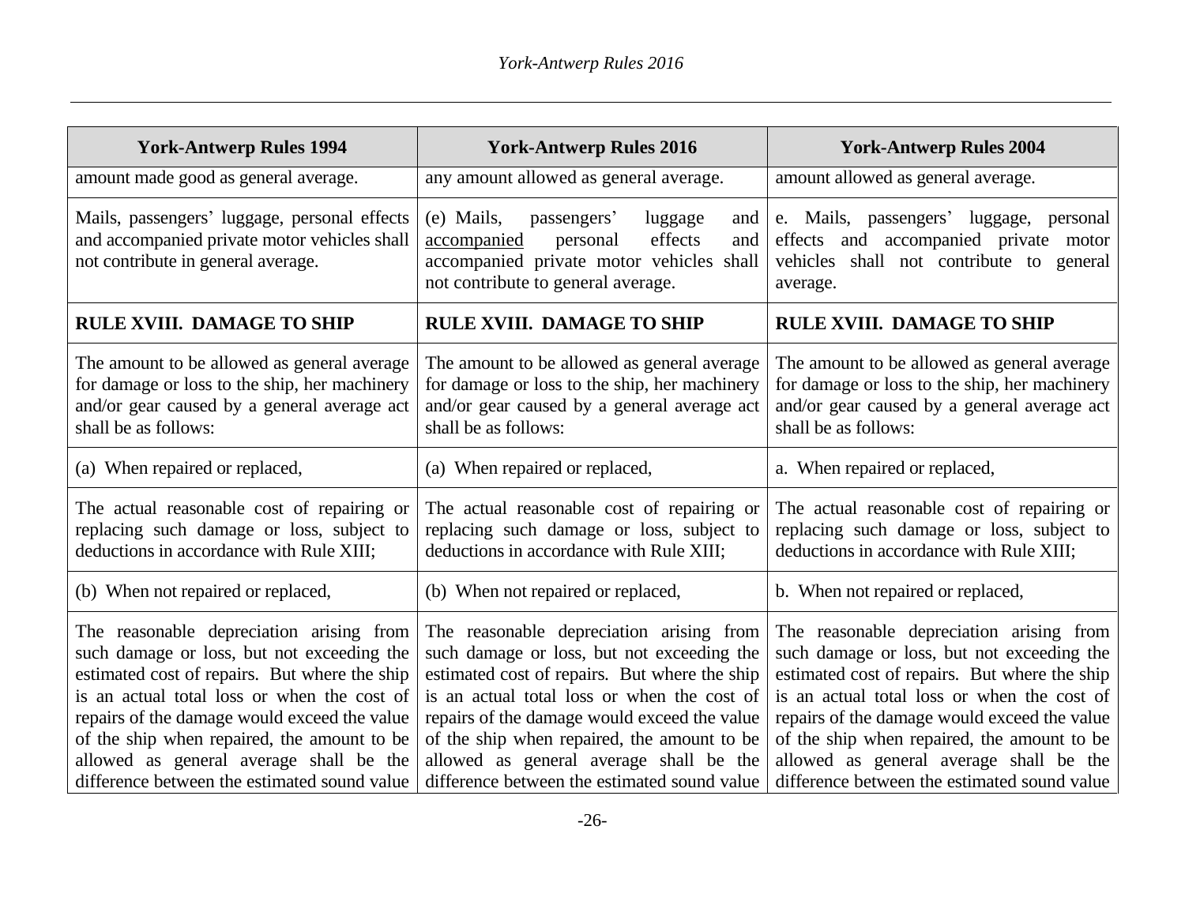| York-Antwerp Rules 1994 | York-Antwerp Rules 2016 | York-Antwerp Rules 2004 |
|---|---|---|
| amount made good as general average. | any amount allowed as general average. | amount allowed as general average. |
| Mails, passengers' luggage, personal effects and accompanied private motor vehicles shall not contribute in general average. | (e) Mails, passengers' luggage and <u>accompanied</u> personal effects and accompanied private motor vehicles shall not contribute to general average. | e. Mails, passengers' luggage, personal effects and accompanied private motor vehicles shall not contribute to general average. |
| **RULE XVIII. DAMAGE TO SHIP** | **RULE XVIII. DAMAGE TO SHIP** | **RULE XVIII. DAMAGE TO SHIP** |
| The amount to be allowed as general average for damage or loss to the ship, her machinery and/or gear caused by a general average act shall be as follows: | The amount to be allowed as general average for damage or loss to the ship, her machinery and/or gear caused by a general average act shall be as follows: | The amount to be allowed as general average for damage or loss to the ship, her machinery and/or gear caused by a general average act shall be as follows: |
| (a) When repaired or replaced, | (a) When repaired or replaced, | a. When repaired or replaced, |
| The actual reasonable cost of repairing or replacing such damage or loss, subject to deductions in accordance with Rule XIII; | The actual reasonable cost of repairing or replacing such damage or loss, subject to deductions in accordance with Rule XIII; | The actual reasonable cost of repairing or replacing such damage or loss, subject to deductions in accordance with Rule XIII; |
| (b) When not repaired or replaced, | (b) When not repaired or replaced, | b. When not repaired or replaced, |
| The reasonable depreciation arising from such damage or loss, but not exceeding the estimated cost of repairs. But where the ship is an actual total loss or when the cost of repairs of the damage would exceed the value of the ship when repaired, the amount to be allowed as general average shall be the difference between the estimated sound value | The reasonable depreciation arising from such damage or loss, but not exceeding the estimated cost of repairs. But where the ship is an actual total loss or when the cost of repairs of the damage would exceed the value of the ship when repaired, the amount to be allowed as general average shall be the difference between the estimated sound value | The reasonable depreciation arising from such damage or loss, but not exceeding the estimated cost of repairs. But where the ship is an actual total loss or when the cost of repairs of the damage would exceed the value of the ship when repaired, the amount to be allowed as general average shall be the difference between the estimated sound value |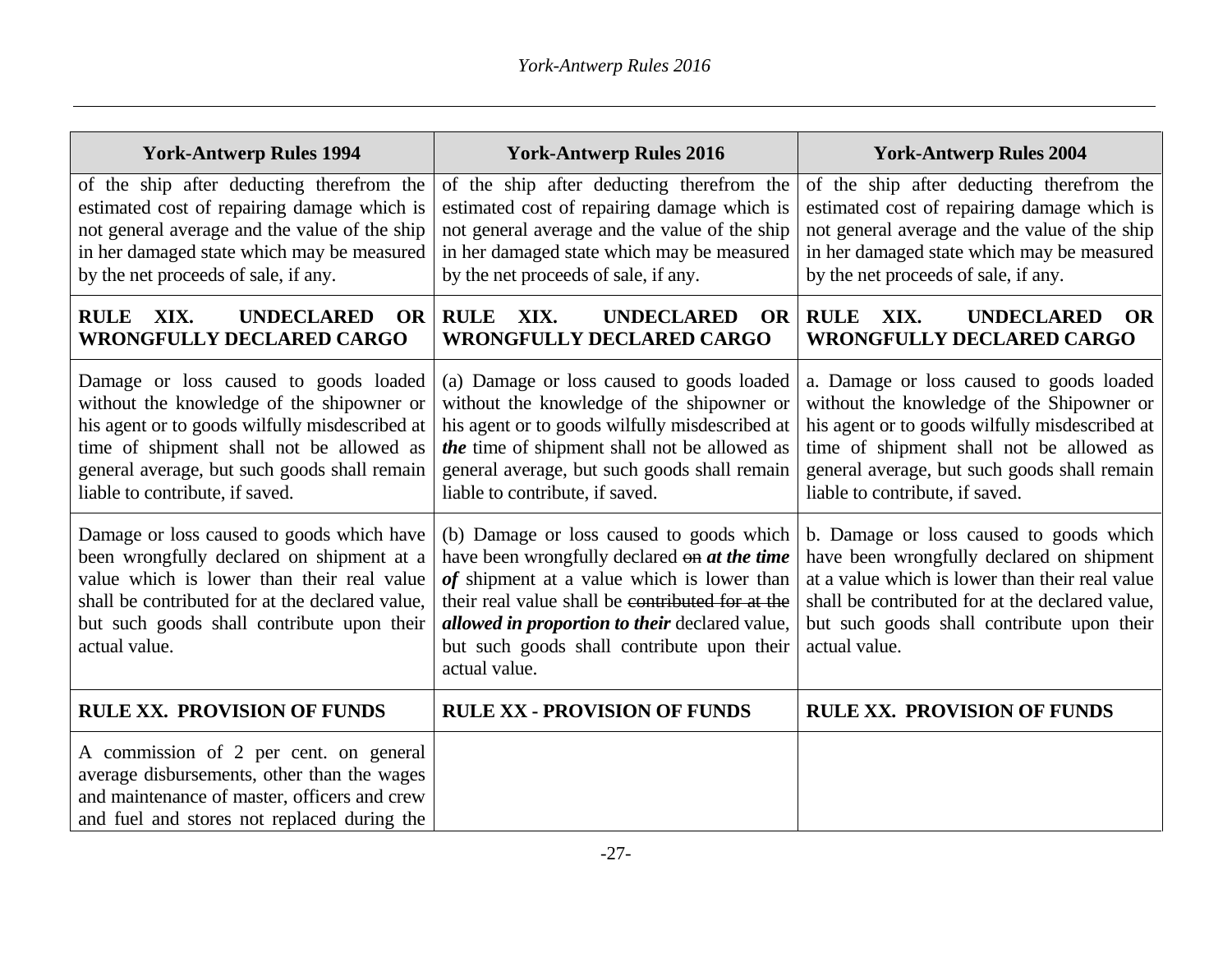| York-Antwerp Rules 1994 | York-Antwerp Rules 2016 | York-Antwerp Rules 2004 |
|---|---|---|
| of the ship after deducting therefrom the estimated cost of repairing damage which is not general average and the value of the ship in her damaged state which may be measured by the net proceeds of sale, if any. | of the ship after deducting therefrom the estimated cost of repairing damage which is not general average and the value of the ship in her damaged state which may be measured by the net proceeds of sale, if any. | of the ship after deducting therefrom the estimated cost of repairing damage which is not general average and the value of the ship in her damaged state which may be measured by the net proceeds of sale, if any. |
| **RULE XIX. UNDECLARED OR WRONGFULLY DECLARED CARGO** | **RULE XIX. UNDECLARED OR WRONGFULLY DECLARED CARGO** | **RULE XIX. UNDECLARED OR WRONGFULLY DECLARED CARGO** |
| Damage or loss caused to goods loaded without the knowledge of the shipowner or his agent or to goods wilfully misdescribed at time of shipment shall not be allowed as general average, but such goods shall remain liable to contribute, if saved. | (a) Damage or loss caused to goods loaded without the knowledge of the shipowner or his agent or to goods wilfully misdescribed at ***the*** time of shipment shall not be allowed as general average, but such goods shall remain liable to contribute, if saved. | a. Damage or loss caused to goods loaded without the knowledge of the Shipowner or his agent or to goods wilfully misdescribed at time of shipment shall not be allowed as general average, but such goods shall remain liable to contribute, if saved. |
| Damage or loss caused to goods which have been wrongfully declared on shipment at a value which is lower than their real value shall be contributed for at the declared value, but such goods shall contribute upon their actual value. | (b) Damage or loss caused to goods which have been wrongfully declared ~~on~~ ***at the time of*** shipment at a value which is lower than their real value shall be ~~contributed for at the~~ ***allowed in proportion to their*** declared value, but such goods shall contribute upon their actual value. | b. Damage or loss caused to goods which have been wrongfully declared on shipment at a value which is lower than their real value shall be contributed for at the declared value, but such goods shall contribute upon their actual value. |
| **RULE XX. PROVISION OF FUNDS** | **RULE XX - PROVISION OF FUNDS** | **RULE XX. PROVISION OF FUNDS** |
| A commission of 2 per cent. on general average disbursements, other than the wages and maintenance of master, officers and crew and fuel and stores not replaced during the | | |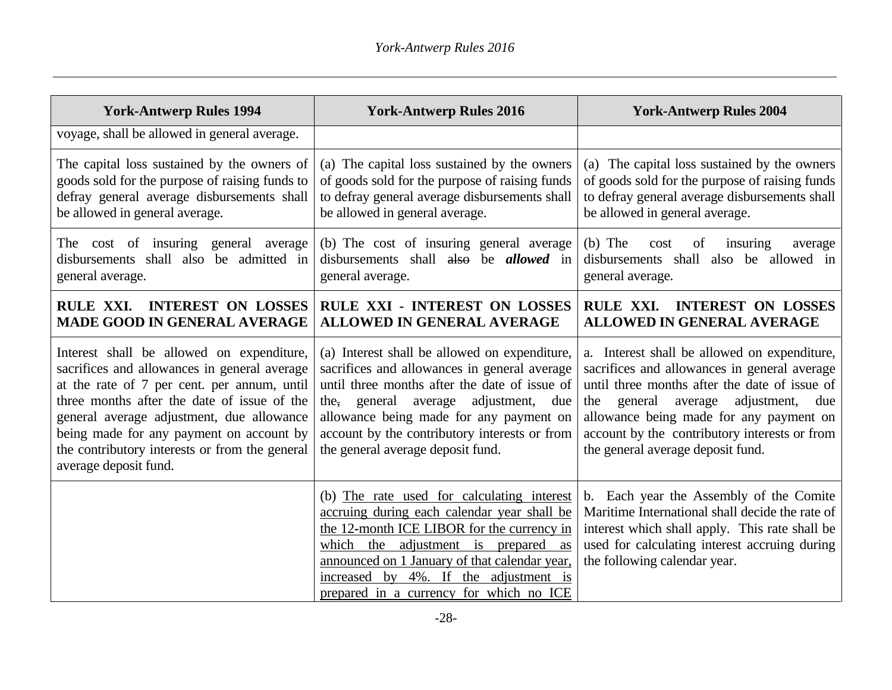| York-Antwerp Rules 1994 | York-Antwerp Rules 2016 | York-Antwerp Rules 2004 |
|---|---|---|
| voyage, shall be allowed in general average. | | |
| The capital loss sustained by the owners of goods sold for the purpose of raising funds to defray general average disbursements shall be allowed in general average. | (a) The capital loss sustained by the owners of goods sold for the purpose of raising funds to defray general average disbursements shall be allowed in general average. | (a) The capital loss sustained by the owners of goods sold for the purpose of raising funds to defray general average disbursements shall be allowed in general average. |
| The cost of insuring general average disbursements shall also be admitted in general average. | (b) The cost of insuring general average disbursements shall ~~also~~ be ***allowed*** in general average. | (b) The cost of insuring average disbursements shall also be allowed in general average. |
| **RULE XXI. INTEREST ON LOSSES MADE GOOD IN GENERAL AVERAGE** | **RULE XXI - INTEREST ON LOSSES ALLOWED IN GENERAL AVERAGE** | **RULE XXI. INTEREST ON LOSSES ALLOWED IN GENERAL AVERAGE** |
| Interest shall be allowed on expenditure, sacrifices and allowances in general average at the rate of 7 per cent. per annum, until three months after the date of issue of the general average adjustment, due allowance being made for any payment on account by the contributory interests or from the general average deposit fund. | (a) Interest shall be allowed on expenditure, sacrifices and allowances in general average until three months after the date of issue of the~~,~~ general average adjustment, due allowance being made for any payment on account by the contributory interests or from the general average deposit fund. | a. Interest shall be allowed on expenditure, sacrifices and allowances in general average until three months after the date of issue of the general average adjustment, due allowance being made for any payment on account by the contributory interests or from the general average deposit fund. |
| | (b) <u>The rate used for calculating interest accruing during each calendar year shall be the 12-month ICE LIBOR for the currency in which the adjustment is prepared as announced on 1 January of that calendar year, increased by 4%. If the adjustment is prepared in a currency for which no ICE</u> | b. Each year the Assembly of the Comite Maritime International shall decide the rate of interest which shall apply. This rate shall be used for calculating interest accruing during the following calendar year. |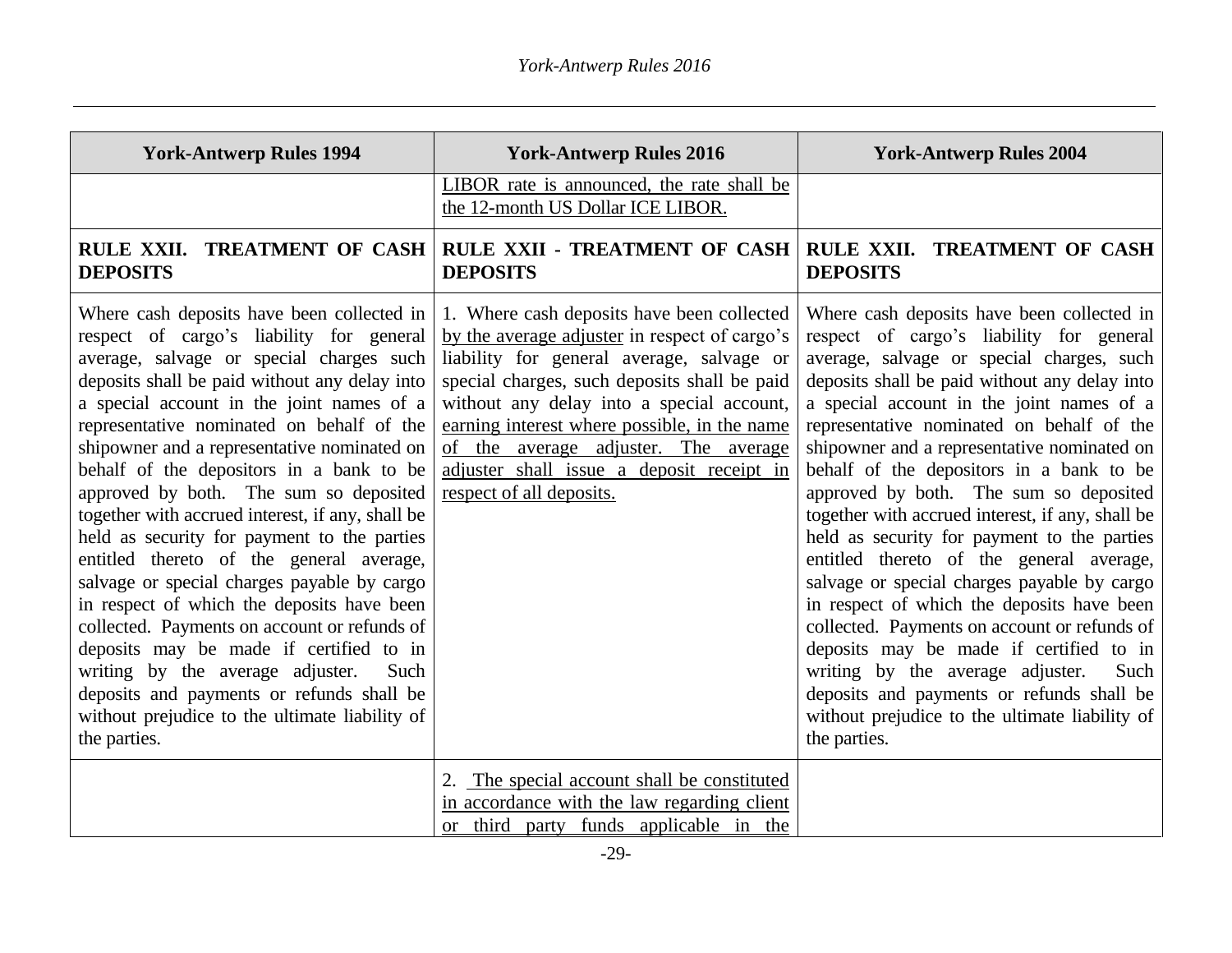| York-Antwerp Rules 1994 | York-Antwerp Rules 2016 | York-Antwerp Rules 2004 |
|---|---|---|
| | LIBOR rate is announced, the rate shall be the 12-month US Dollar ICE LIBOR. | |
| **RULE XXII. TREATMENT OF CASH DEPOSITS** | **RULE XXII - TREATMENT OF CASH DEPOSITS** | **RULE XXII. TREATMENT OF CASH DEPOSITS** |
| Where cash deposits have been collected in respect of cargo's liability for general average, salvage or special charges such deposits shall be paid without any delay into a special account in the joint names of a representative nominated on behalf of the shipowner and a representative nominated on behalf of the depositors in a bank to be approved by both. The sum so deposited together with accrued interest, if any, shall be held as security for payment to the parties entitled thereto of the general average, salvage or special charges payable by cargo in respect of which the deposits have been collected. Payments on account or refunds of deposits may be made if certified to in writing by the average adjuster. Such deposits and payments or refunds shall be without prejudice to the ultimate liability of the parties. | 1. Where cash deposits have been collected by the average adjuster in respect of cargo's liability for general average, salvage or special charges, such deposits shall be paid without any delay into a special account, earning interest where possible, in the name of the average adjuster. The average adjuster shall issue a deposit receipt in respect of all deposits. | Where cash deposits have been collected in respect of cargo's liability for general average, salvage or special charges, such deposits shall be paid without any delay into a special account in the joint names of a representative nominated on behalf of the shipowner and a representative nominated on behalf of the depositors in a bank to be approved by both. The sum so deposited together with accrued interest, if any, shall be held as security for payment to the parties entitled thereto of the general average, salvage or special charges payable by cargo in respect of which the deposits have been collected. Payments on account or refunds of deposits may be made if certified to in writing by the average adjuster. Such deposits and payments or refunds shall be without prejudice to the ultimate liability of the parties. |
| | 2. The special account shall be constituted in accordance with the law regarding client or third party funds applicable in the | |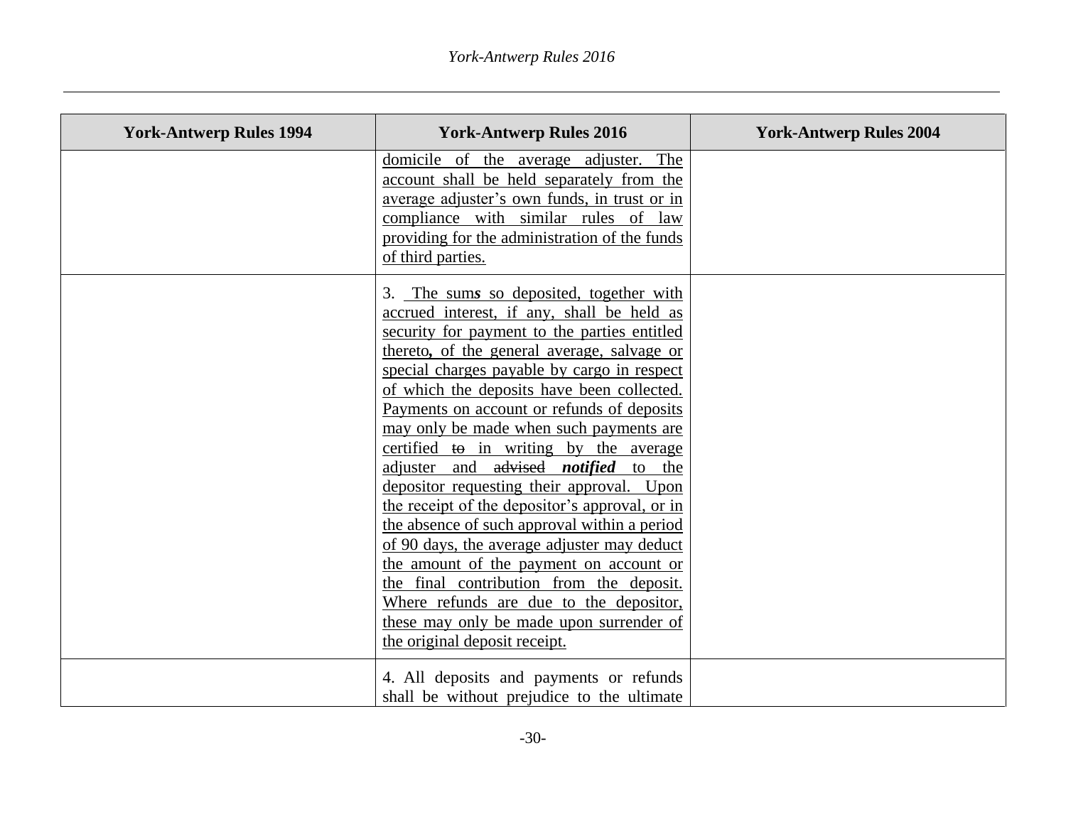| York-Antwerp Rules 1994 | York-Antwerp Rules 2016 | York-Antwerp Rules 2004 |
|---|---|---|
| | <u>domicile of the average adjuster. The account shall be held separately from the average adjuster's own funds, in trust or in compliance with similar rules of law providing for the administration of the funds of third parties.</u> | |
| | 3. <u>The sum*s* so deposited, together with accrued interest, if any, shall be held as security for payment to the parties entitled thereto**,** of the general average, salvage or special charges payable by cargo in respect of which the deposits have been collected. Payments on account or refunds of deposits may only be made when such payments are certified ~~to~~ in writing by the average adjuster and ~~advised~~ ***notified*** to the depositor requesting their approval. Upon the receipt of the depositor's approval, or in the absence of such approval within a period of 90 days, the average adjuster may deduct the amount of the payment on account or the final contribution from the deposit. Where refunds are due to the depositor, these may only be made upon surrender of the original deposit receipt.</u> | |
| | 4. All deposits and payments or refunds shall be without prejudice to the ultimate | |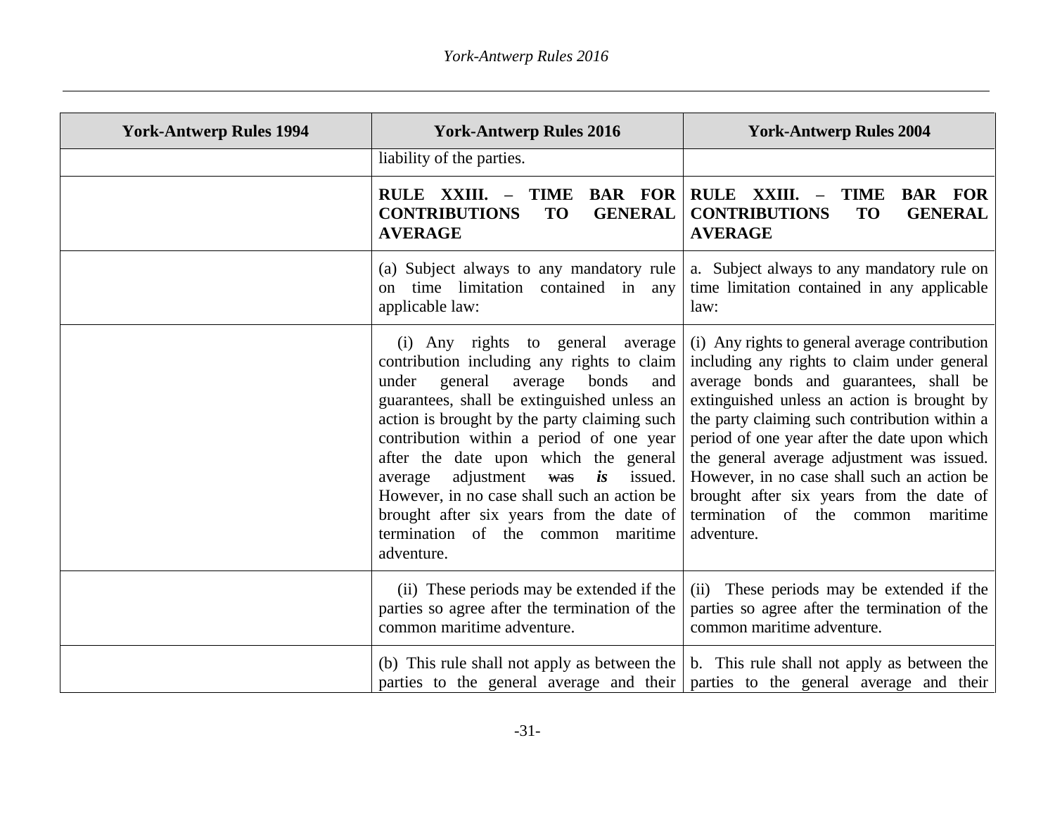| York-Antwerp Rules 1994 | York-Antwerp Rules 2016 | York-Antwerp Rules 2004 |
|---|---|---|
| | liability of the parties. | |
| | **RULE XXIII. – TIME BAR FOR CONTRIBUTIONS TO GENERAL AVERAGE** | **RULE XXIII. – TIME BAR FOR CONTRIBUTIONS TO GENERAL AVERAGE** |
| | (a) Subject always to any mandatory rule on time limitation contained in any applicable law: | a. Subject always to any mandatory rule on time limitation contained in any applicable law: |
| | (i) Any rights to general average contribution including any rights to claim under general average bonds and guarantees, shall be extinguished unless an action is brought by the party claiming such contribution within a period of one year after the date upon which the general average adjustment ~~was~~ ***is*** issued. However, in no case shall such an action be brought after six years from the date of termination of the common maritime adventure. | (i) Any rights to general average contribution including any rights to claim under general average bonds and guarantees, shall be extinguished unless an action is brought by the party claiming such contribution within a period of one year after the date upon which the general average adjustment was issued. However, in no case shall such an action be brought after six years from the date of termination of the common maritime adventure. |
| | (ii) These periods may be extended if the parties so agree after the termination of the common maritime adventure. | (ii) These periods may be extended if the parties so agree after the termination of the common maritime adventure. |
| | (b) This rule shall not apply as between the parties to the general average and their | b. This rule shall not apply as between the parties to the general average and their |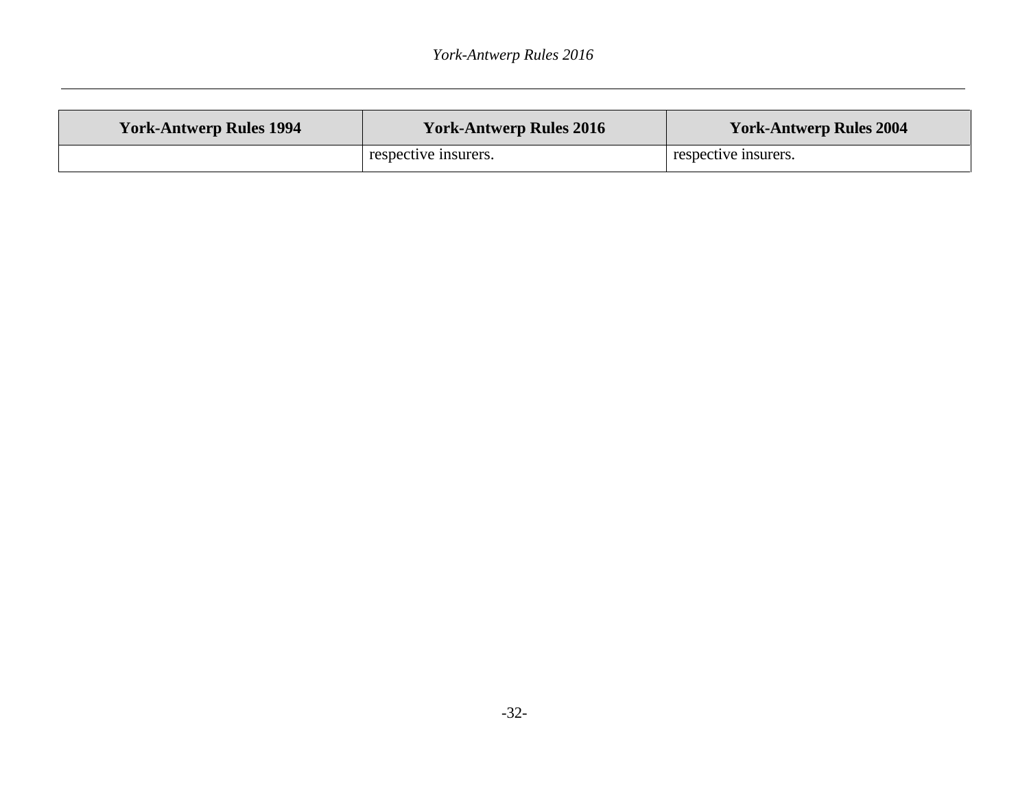| York-Antwerp Rules 1994 | York-Antwerp Rules 2016 | York-Antwerp Rules 2004 |
|---|---|---|
| | respective insurers. | respective insurers. |